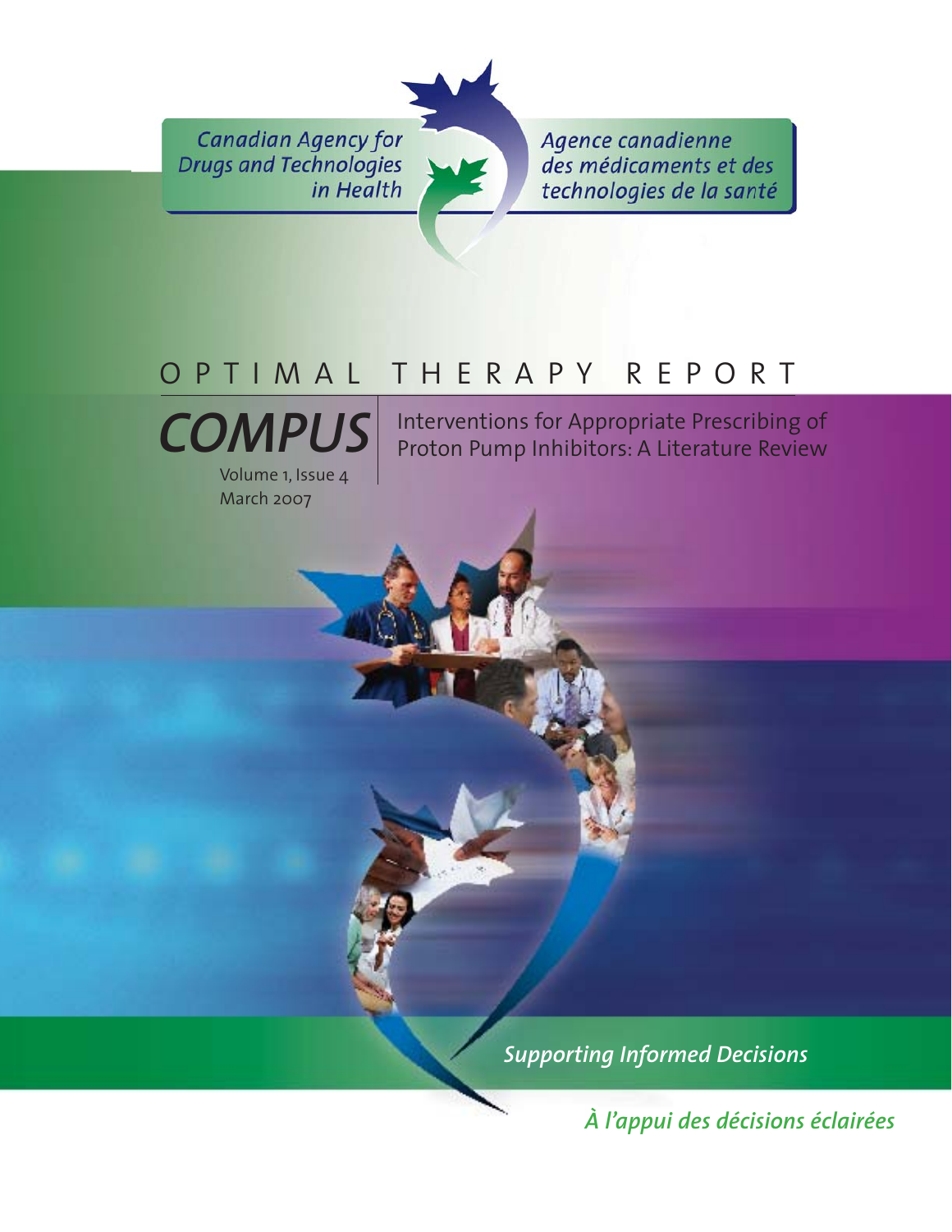Canadian Agency for Drugs and Technologies in Health

Agence canadienne des médicaments et des technologies de la santé

# OPTIMAL THERAPY REPORT

## COMPUS

Volume 1, Issue 4
March 2007

## Interventions for Appropriate Prescribing of Proton Pump Inhibitors: A Literature Review

*Supporting Informed Decisions*

*À l'appui des décisions éclairées*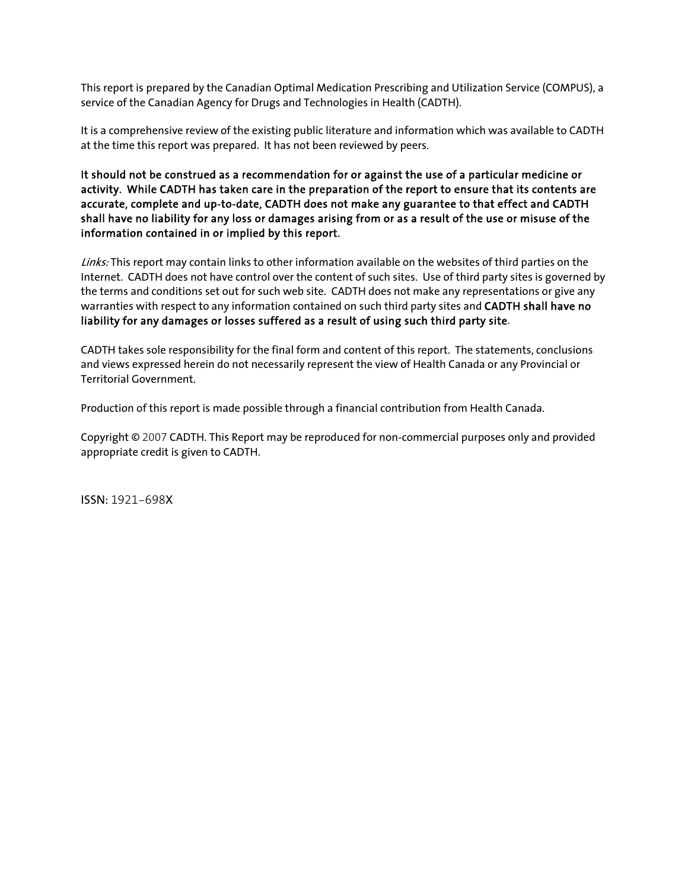This report is prepared by the Canadian Optimal Medication Prescribing and Utilization Service (COMPUS), a service of the Canadian Agency for Drugs and Technologies in Health (CADTH).

It is a comprehensive review of the existing public literature and information which was available to CADTH at the time this report was prepared. It has not been reviewed by peers.

**It should not be construed as a recommendation for or against the use of a particular medicine or activity. While CADTH has taken care in the preparation of the report to ensure that its contents are accurate, complete and up-to-date, CADTH does not make any guarantee to that effect and CADTH shall have no liability for any loss or damages arising from or as a result of the use or misuse of the information contained in or implied by this report.**

*Links:* This report may contain links to other information available on the websites of third parties on the Internet. CADTH does not have control over the content of such sites. Use of third party sites is governed by the terms and conditions set out for such web site. CADTH does not make any representations or give any warranties with respect to any information contained on such third party sites and **CADTH shall have no liability for any damages or losses suffered as a result of using such third party site**.

CADTH takes sole responsibility for the final form and content of this report. The statements, conclusions and views expressed herein do not necessarily represent the view of Health Canada or any Provincial or Territorial Government.

Production of this report is made possible through a financial contribution from Health Canada.

Copyright © 2007 CADTH. This Report may be reproduced for non-commercial purposes only and provided appropriate credit is given to CADTH.

ISSN: 1921–698X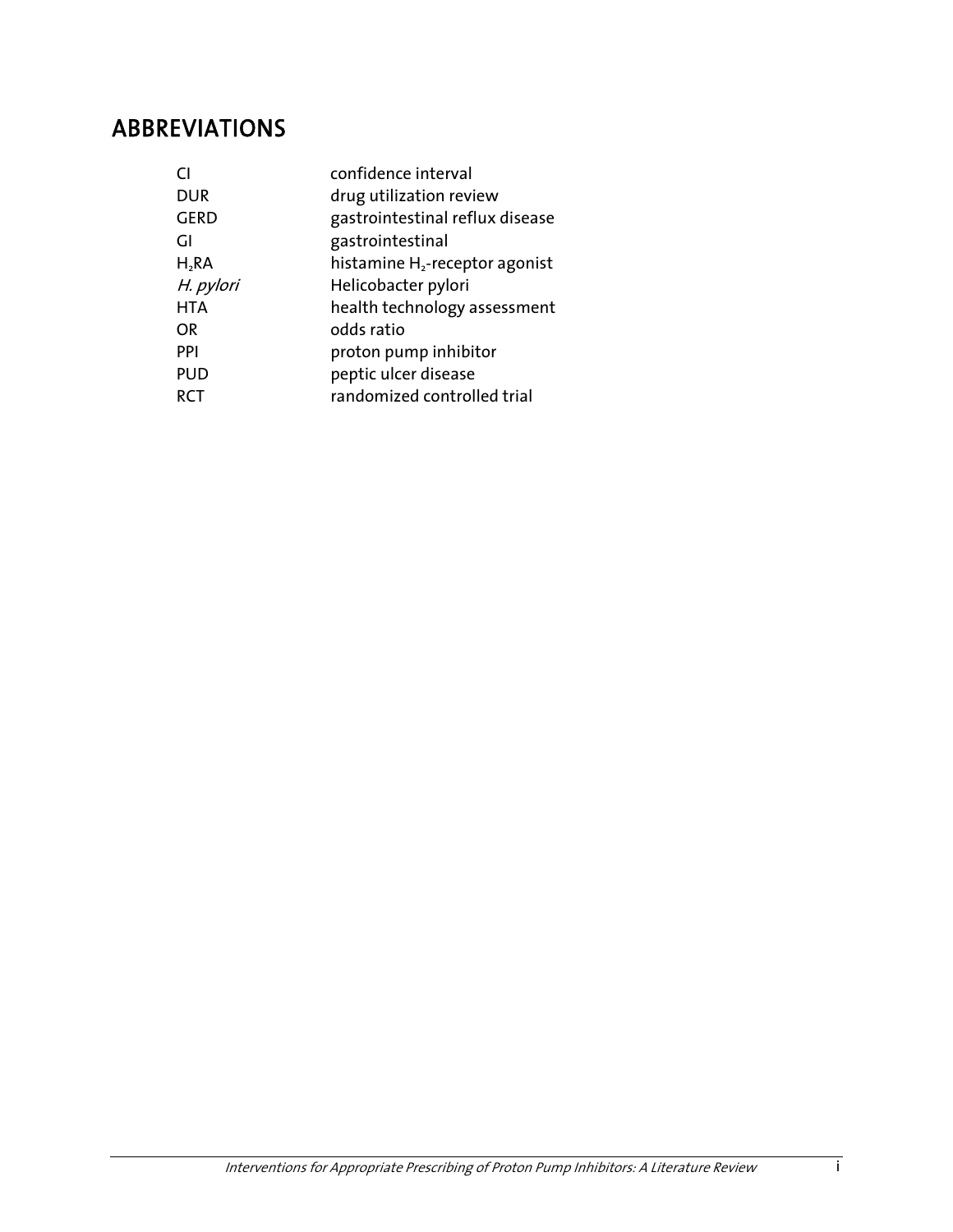# ABBREVIATIONS

| | |
|---|---|
| CI | confidence interval |
| DUR | drug utilization review |
| GERD | gastrointestinal reflux disease |
| GI | gastrointestinal |
| $H_2RA$ | histamine $H_2$-receptor agonist |
| *H. pylori* | Helicobacter pylori |
| HTA | health technology assessment |
| OR | odds ratio |
| PPI | proton pump inhibitor |
| PUD | peptic ulcer disease |
| RCT | randomized controlled trial |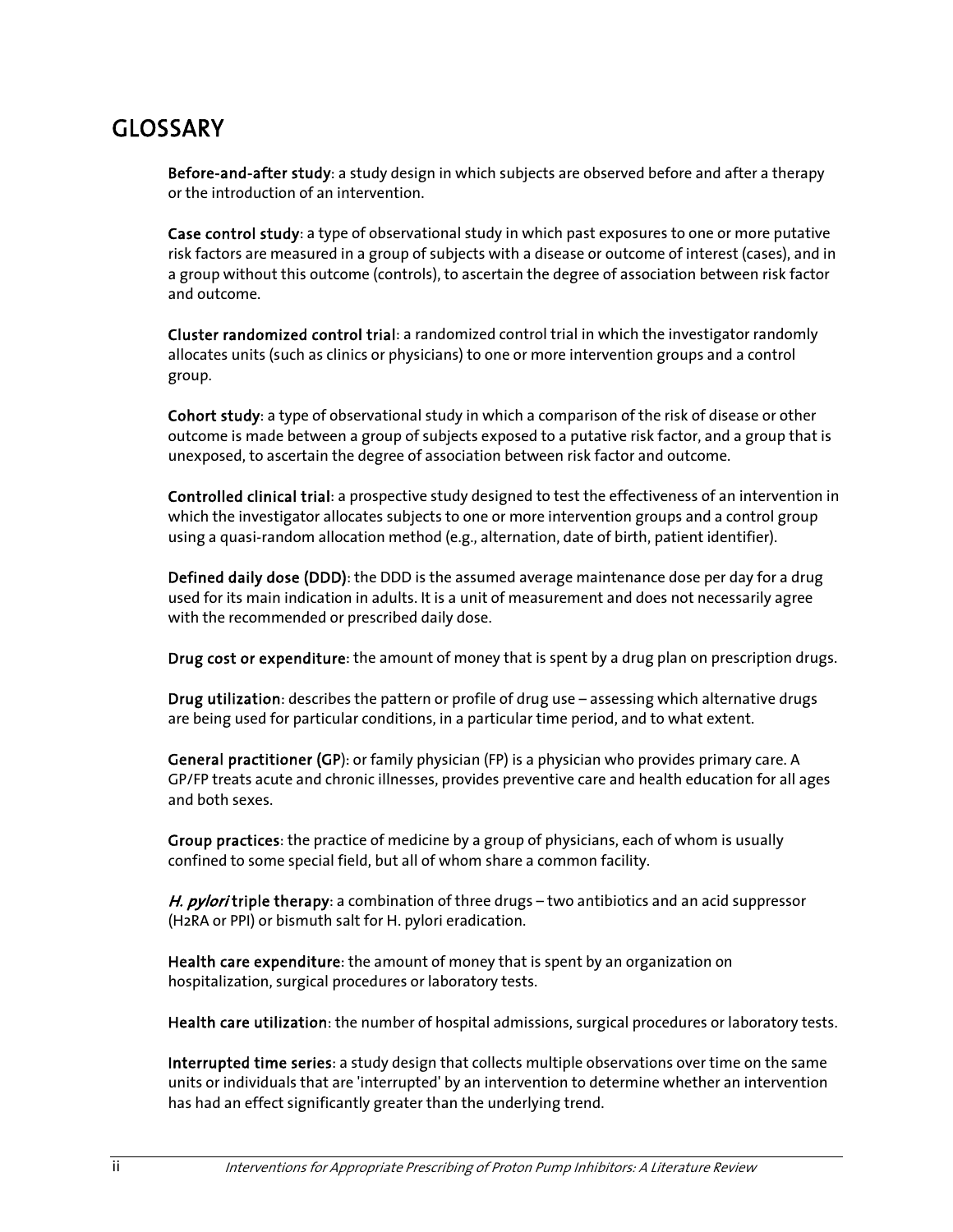# GLOSSARY

**Before-and-after study**: a study design in which subjects are observed before and after a therapy or the introduction of an intervention.

**Case control study**: a type of observational study in which past exposures to one or more putative risk factors are measured in a group of subjects with a disease or outcome of interest (cases), and in a group without this outcome (controls), to ascertain the degree of association between risk factor and outcome.

**Cluster randomized control trial**: a randomized control trial in which the investigator randomly allocates units (such as clinics or physicians) to one or more intervention groups and a control group.

**Cohort study**: a type of observational study in which a comparison of the risk of disease or other outcome is made between a group of subjects exposed to a putative risk factor, and a group that is unexposed, to ascertain the degree of association between risk factor and outcome.

**Controlled clinical trial**: a prospective study designed to test the effectiveness of an intervention in which the investigator allocates subjects to one or more intervention groups and a control group using a quasi-random allocation method (e.g., alternation, date of birth, patient identifier).

**Defined daily dose (DDD)**: the DDD is the assumed average maintenance dose per day for a drug used for its main indication in adults. It is a unit of measurement and does not necessarily agree with the recommended or prescribed daily dose.

**Drug cost or expenditure**: the amount of money that is spent by a drug plan on prescription drugs.

**Drug utilization**: describes the pattern or profile of drug use – assessing which alternative drugs are being used for particular conditions, in a particular time period, and to what extent.

**General practitioner (GP)**: or family physician (FP) is a physician who provides primary care. A GP/FP treats acute and chronic illnesses, provides preventive care and health education for all ages and both sexes.

**Group practices**: the practice of medicine by a group of physicians, each of whom is usually confined to some special field, but all of whom share a common facility.

***H. pylori* triple therapy**: a combination of three drugs – two antibiotics and an acid suppressor (H2RA or PPI) or bismuth salt for H. pylori eradication.

**Health care expenditure**: the amount of money that is spent by an organization on hospitalization, surgical procedures or laboratory tests.

**Health care utilization**: the number of hospital admissions, surgical procedures or laboratory tests.

**Interrupted time series**: a study design that collects multiple observations over time on the same units or individuals that are 'interrupted' by an intervention to determine whether an intervention has had an effect significantly greater than the underlying trend.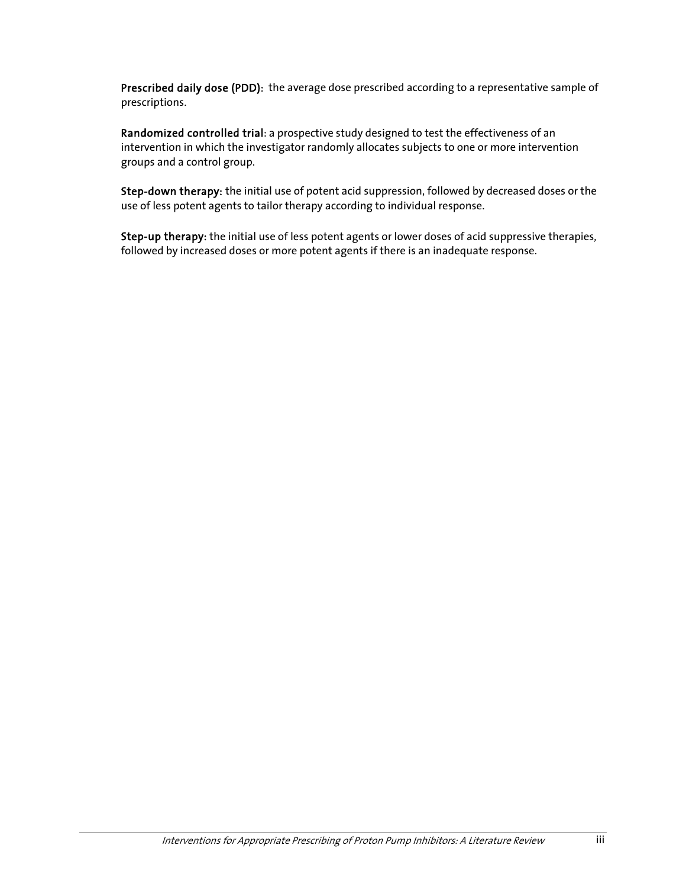**Prescribed daily dose (PDD)**: the average dose prescribed according to a representative sample of prescriptions.

**Randomized controlled trial**: a prospective study designed to test the effectiveness of an intervention in which the investigator randomly allocates subjects to one or more intervention groups and a control group.

**Step-down therapy:** the initial use of potent acid suppression, followed by decreased doses or the use of less potent agents to tailor therapy according to individual response.

**Step-up therapy:** the initial use of less potent agents or lower doses of acid suppressive therapies, followed by increased doses or more potent agents if there is an inadequate response.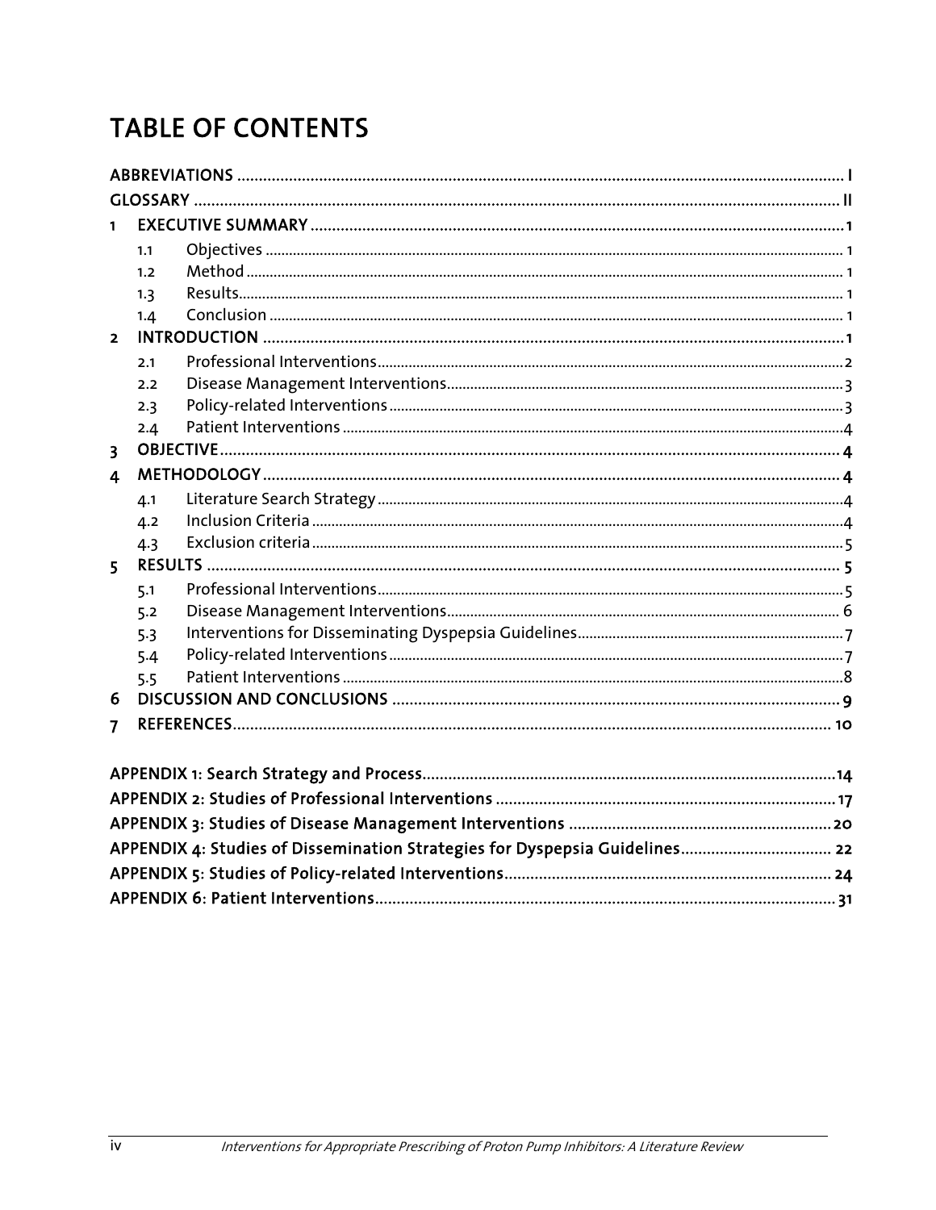# TABLE OF CONTENTS

ABBREVIATIONS ..... I

GLOSSARY ..... II

1 EXECUTIVE SUMMARY ..... 1
- 1.1 Objectives ..... 1
- 1.2 Method ..... 1
- 1.3 Results ..... 1
- 1.4 Conclusion ..... 1

2 INTRODUCTION ..... 1
- 2.1 Professional Interventions ..... 2
- 2.2 Disease Management Interventions ..... 3
- 2.3 Policy-related Interventions ..... 3
- 2.4 Patient Interventions ..... 4

3 OBJECTIVE ..... 4

4 METHODOLOGY ..... 4
- 4.1 Literature Search Strategy ..... 4
- 4.2 Inclusion Criteria ..... 4
- 4.3 Exclusion criteria ..... 5

5 RESULTS ..... 5
- 5.1 Professional Interventions ..... 5
- 5.2 Disease Management Interventions ..... 6
- 5.3 Interventions for Disseminating Dyspepsia Guidelines ..... 7
- 5.4 Policy-related Interventions ..... 7
- 5.5 Patient Interventions ..... 8

6 DISCUSSION AND CONCLUSIONS ..... 9

7 REFERENCES ..... 10

APPENDIX 1: Search Strategy and Process ..... 14

APPENDIX 2: Studies of Professional Interventions ..... 17

APPENDIX 3: Studies of Disease Management Interventions ..... 20

APPENDIX 4: Studies of Dissemination Strategies for Dyspepsia Guidelines ..... 22

APPENDIX 5: Studies of Policy-related Interventions ..... 24

APPENDIX 6: Patient Interventions ..... 31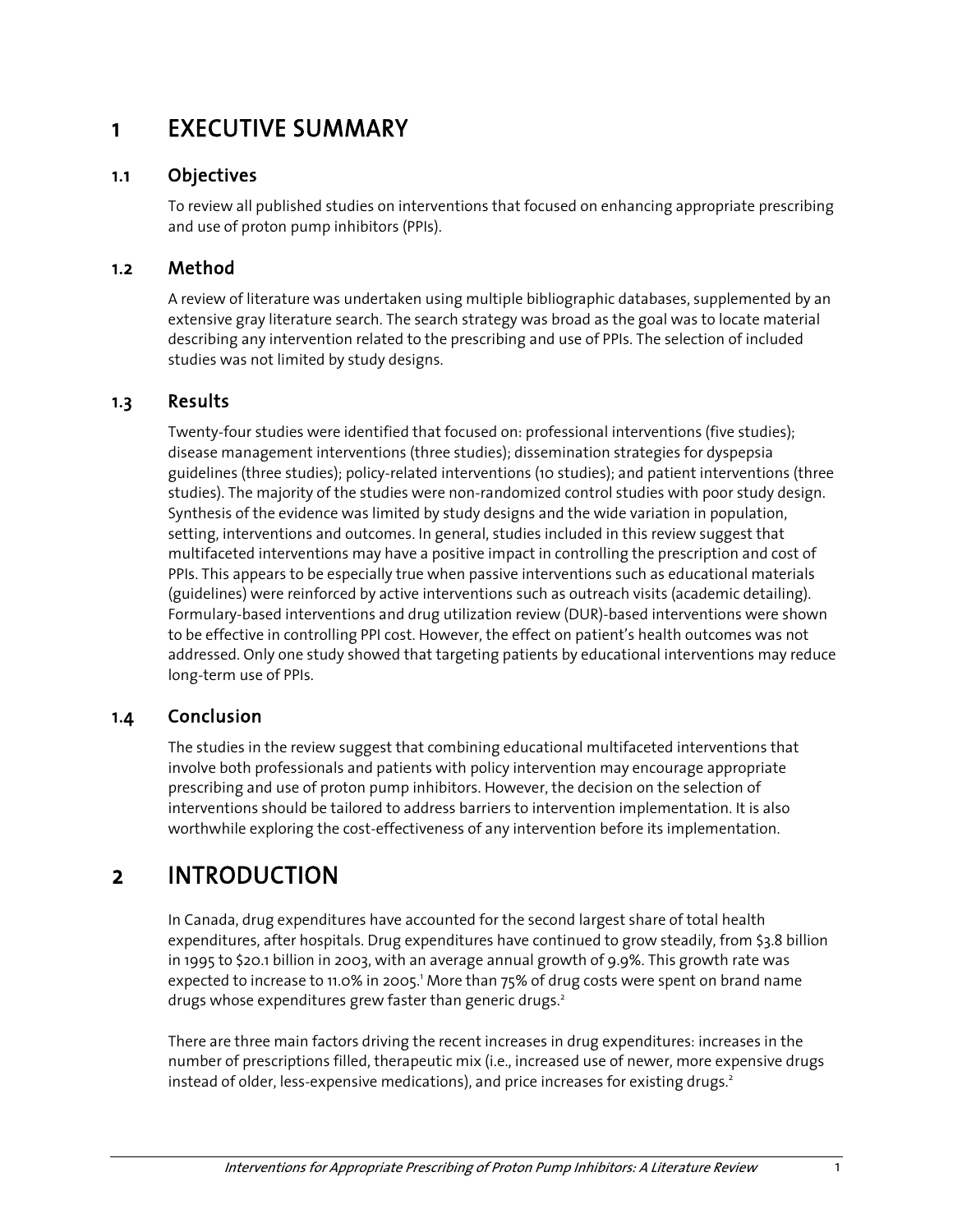# 1 EXECUTIVE SUMMARY

## 1.1 Objectives

To review all published studies on interventions that focused on enhancing appropriate prescribing and use of proton pump inhibitors (PPIs).

## 1.2 Method

A review of literature was undertaken using multiple bibliographic databases, supplemented by an extensive gray literature search. The search strategy was broad as the goal was to locate material describing any intervention related to the prescribing and use of PPIs. The selection of included studies was not limited by study designs.

## 1.3 Results

Twenty-four studies were identified that focused on: professional interventions (five studies); disease management interventions (three studies); dissemination strategies for dyspepsia guidelines (three studies); policy-related interventions (10 studies); and patient interventions (three studies). The majority of the studies were non-randomized control studies with poor study design. Synthesis of the evidence was limited by study designs and the wide variation in population, setting, interventions and outcomes. In general, studies included in this review suggest that multifaceted interventions may have a positive impact in controlling the prescription and cost of PPIs. This appears to be especially true when passive interventions such as educational materials (guidelines) were reinforced by active interventions such as outreach visits (academic detailing). Formulary-based interventions and drug utilization review (DUR)-based interventions were shown to be effective in controlling PPI cost. However, the effect on patient's health outcomes was not addressed. Only one study showed that targeting patients by educational interventions may reduce long-term use of PPIs.

## 1.4 Conclusion

The studies in the review suggest that combining educational multifaceted interventions that involve both professionals and patients with policy intervention may encourage appropriate prescribing and use of proton pump inhibitors. However, the decision on the selection of interventions should be tailored to address barriers to intervention implementation. It is also worthwhile exploring the cost-effectiveness of any intervention before its implementation.

# 2 INTRODUCTION

In Canada, drug expenditures have accounted for the second largest share of total health expenditures, after hospitals. Drug expenditures have continued to grow steadily, from $3.8 billion in 1995 to $20.1 billion in 2003, with an average annual growth of 9.9%. This growth rate was expected to increase to 11.0% in 2005.[1] More than 75% of drug costs were spent on brand name drugs whose expenditures grew faster than generic drugs.[2]

There are three main factors driving the recent increases in drug expenditures: increases in the number of prescriptions filled, therapeutic mix (i.e., increased use of newer, more expensive drugs instead of older, less-expensive medications), and price increases for existing drugs.[2]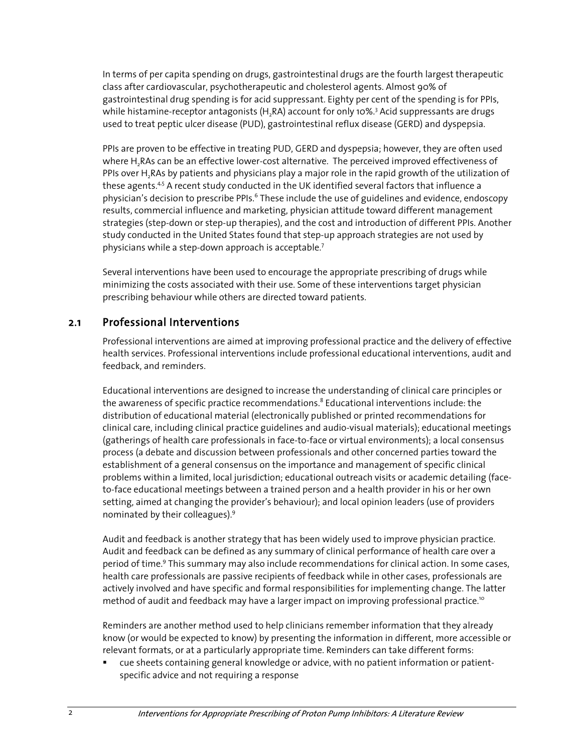In terms of per capita spending on drugs, gastrointestinal drugs are the fourth largest therapeutic class after cardiovascular, psychotherapeutic and cholesterol agents. Almost 90% of gastrointestinal drug spending is for acid suppressant. Eighty per cent of the spending is for PPIs, while histamine-receptor antagonists ($H_2RA$) account for only 10%.[3] Acid suppressants are drugs used to treat peptic ulcer disease (PUD), gastrointestinal reflux disease (GERD) and dyspepsia.

PPIs are proven to be effective in treating PUD, GERD and dyspepsia; however, they are often used where $H_2RAs$ can be an effective lower-cost alternative. The perceived improved effectiveness of PPIs over $H_2RAs$ by patients and physicians play a major role in the rapid growth of the utilization of these agents.[4,5] A recent study conducted in the UK identified several factors that influence a physician's decision to prescribe PPIs.[6] These include the use of guidelines and evidence, endoscopy results, commercial influence and marketing, physician attitude toward different management strategies (step-down or step-up therapies), and the cost and introduction of different PPIs. Another study conducted in the United States found that step-up approach strategies are not used by physicians while a step-down approach is acceptable.[7]

Several interventions have been used to encourage the appropriate prescribing of drugs while minimizing the costs associated with their use. Some of these interventions target physician prescribing behaviour while others are directed toward patients.

## 2.1 Professional Interventions

Professional interventions are aimed at improving professional practice and the delivery of effective health services. Professional interventions include professional educational interventions, audit and feedback, and reminders.

Educational interventions are designed to increase the understanding of clinical care principles or the awareness of specific practice recommendations.[8] Educational interventions include: the distribution of educational material (electronically published or printed recommendations for clinical care, including clinical practice guidelines and audio-visual materials); educational meetings (gatherings of health care professionals in face-to-face or virtual environments); a local consensus process (a debate and discussion between professionals and other concerned parties toward the establishment of a general consensus on the importance and management of specific clinical problems within a limited, local jurisdiction; educational outreach visits or academic detailing (face-to-face educational meetings between a trained person and a health provider in his or her own setting, aimed at changing the provider's behaviour); and local opinion leaders (use of providers nominated by their colleagues).[9]

Audit and feedback is another strategy that has been widely used to improve physician practice. Audit and feedback can be defined as any summary of clinical performance of health care over a period of time.[9] This summary may also include recommendations for clinical action. In some cases, health care professionals are passive recipients of feedback while in other cases, professionals are actively involved and have specific and formal responsibilities for implementing change. The latter method of audit and feedback may have a larger impact on improving professional practice.[10]

Reminders are another method used to help clinicians remember information that they already know (or would be expected to know) by presenting the information in different, more accessible or relevant formats, or at a particularly appropriate time. Reminders can take different forms:

- cue sheets containing general knowledge or advice, with no patient information or patient-specific advice and not requiring a response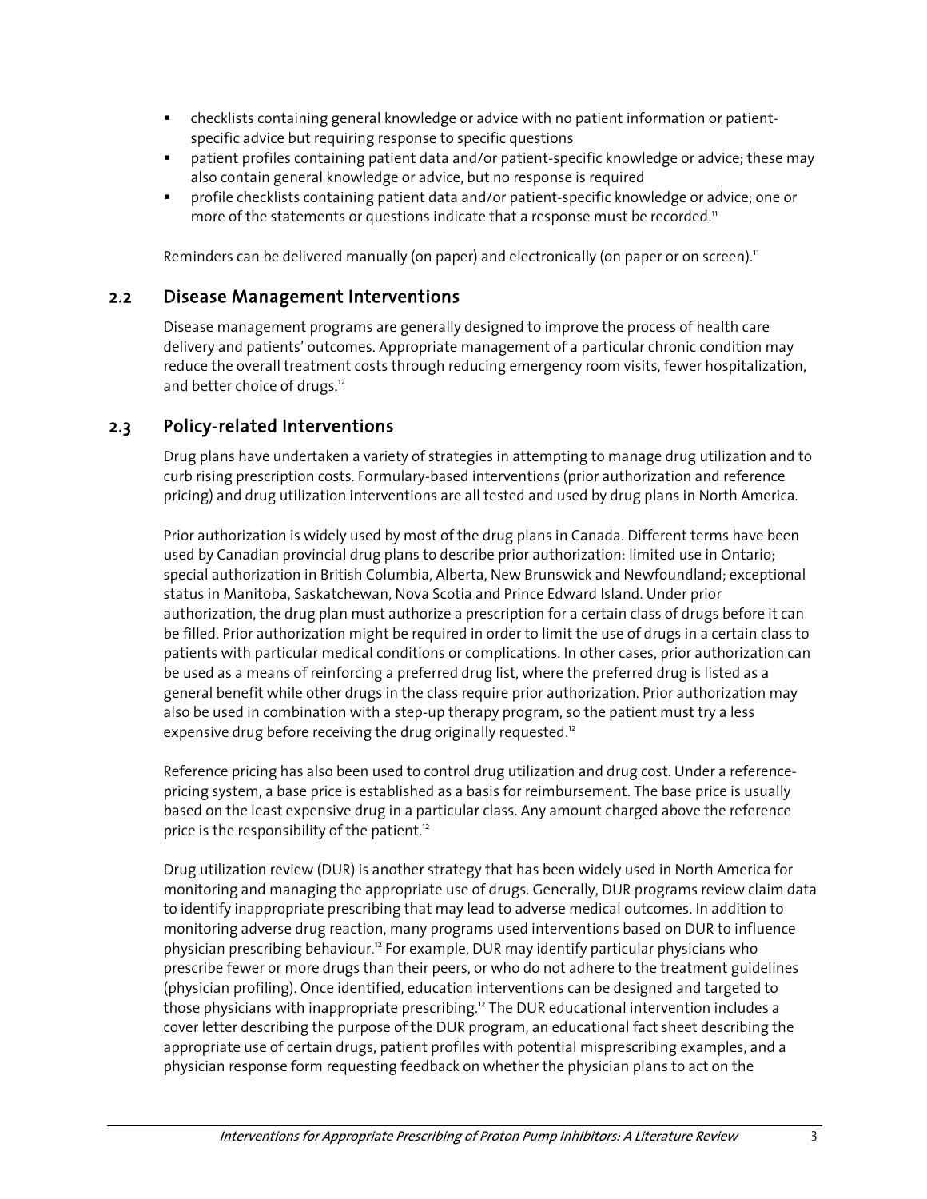- checklists containing general knowledge or advice with no patient information or patient-specific advice but requiring response to specific questions
- patient profiles containing patient data and/or patient-specific knowledge or advice; these may also contain general knowledge or advice, but no response is required
- profile checklists containing patient data and/or patient-specific knowledge or advice; one or more of the statements or questions indicate that a response must be recorded.[11]

Reminders can be delivered manually (on paper) and electronically (on paper or on screen).[11]

## 2.2 Disease Management Interventions

Disease management programs are generally designed to improve the process of health care delivery and patients' outcomes. Appropriate management of a particular chronic condition may reduce the overall treatment costs through reducing emergency room visits, fewer hospitalization, and better choice of drugs.[12]

## 2.3 Policy-related Interventions

Drug plans have undertaken a variety of strategies in attempting to manage drug utilization and to curb rising prescription costs. Formulary-based interventions (prior authorization and reference pricing) and drug utilization interventions are all tested and used by drug plans in North America.

Prior authorization is widely used by most of the drug plans in Canada. Different terms have been used by Canadian provincial drug plans to describe prior authorization: limited use in Ontario; special authorization in British Columbia, Alberta, New Brunswick and Newfoundland; exceptional status in Manitoba, Saskatchewan, Nova Scotia and Prince Edward Island. Under prior authorization, the drug plan must authorize a prescription for a certain class of drugs before it can be filled. Prior authorization might be required in order to limit the use of drugs in a certain class to patients with particular medical conditions or complications. In other cases, prior authorization can be used as a means of reinforcing a preferred drug list, where the preferred drug is listed as a general benefit while other drugs in the class require prior authorization. Prior authorization may also be used in combination with a step-up therapy program, so the patient must try a less expensive drug before receiving the drug originally requested.[12]

Reference pricing has also been used to control drug utilization and drug cost. Under a reference-pricing system, a base price is established as a basis for reimbursement. The base price is usually based on the least expensive drug in a particular class. Any amount charged above the reference price is the responsibility of the patient.[12]

Drug utilization review (DUR) is another strategy that has been widely used in North America for monitoring and managing the appropriate use of drugs. Generally, DUR programs review claim data to identify inappropriate prescribing that may lead to adverse medical outcomes. In addition to monitoring adverse drug reaction, many programs used interventions based on DUR to influence physician prescribing behaviour.[12] For example, DUR may identify particular physicians who prescribe fewer or more drugs than their peers, or who do not adhere to the treatment guidelines (physician profiling). Once identified, education interventions can be designed and targeted to those physicians with inappropriate prescribing.[12] The DUR educational intervention includes a cover letter describing the purpose of the DUR program, an educational fact sheet describing the appropriate use of certain drugs, patient profiles with potential misprescribing examples, and a physician response form requesting feedback on whether the physician plans to act on the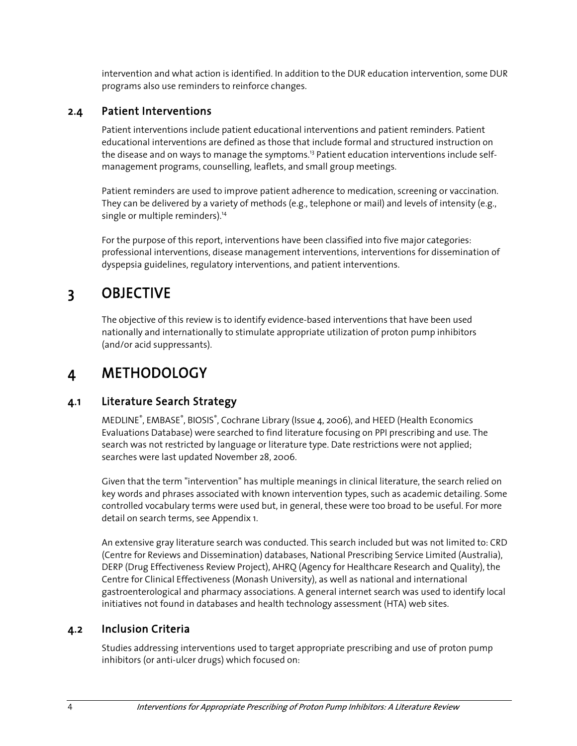intervention and what action is identified. In addition to the DUR education intervention, some DUR programs also use reminders to reinforce changes.

### 2.4 Patient Interventions

Patient interventions include patient educational interventions and patient reminders. Patient educational interventions are defined as those that include formal and structured instruction on the disease and on ways to manage the symptoms.[13] Patient education interventions include self-management programs, counselling, leaflets, and small group meetings.

Patient reminders are used to improve patient adherence to medication, screening or vaccination. They can be delivered by a variety of methods (e.g., telephone or mail) and levels of intensity (e.g., single or multiple reminders).[14]

For the purpose of this report, interventions have been classified into five major categories: professional interventions, disease management interventions, interventions for dissemination of dyspepsia guidelines, regulatory interventions, and patient interventions.

## 3 OBJECTIVE

The objective of this review is to identify evidence-based interventions that have been used nationally and internationally to stimulate appropriate utilization of proton pump inhibitors (and/or acid suppressants).

## 4 METHODOLOGY

### 4.1 Literature Search Strategy

MEDLINE®, EMBASE®, BIOSIS®, Cochrane Library (Issue 4, 2006), and HEED (Health Economics Evaluations Database) were searched to find literature focusing on PPI prescribing and use. The search was not restricted by language or literature type. Date restrictions were not applied; searches were last updated November 28, 2006.

Given that the term "intervention" has multiple meanings in clinical literature, the search relied on key words and phrases associated with known intervention types, such as academic detailing. Some controlled vocabulary terms were used but, in general, these were too broad to be useful. For more detail on search terms, see Appendix 1.

An extensive gray literature search was conducted. This search included but was not limited to: CRD (Centre for Reviews and Dissemination) databases, National Prescribing Service Limited (Australia), DERP (Drug Effectiveness Review Project), AHRQ (Agency for Healthcare Research and Quality), the Centre for Clinical Effectiveness (Monash University), as well as national and international gastroenterological and pharmacy associations. A general internet search was used to identify local initiatives not found in databases and health technology assessment (HTA) web sites.

### 4.2 Inclusion Criteria

Studies addressing interventions used to target appropriate prescribing and use of proton pump inhibitors (or anti-ulcer drugs) which focused on: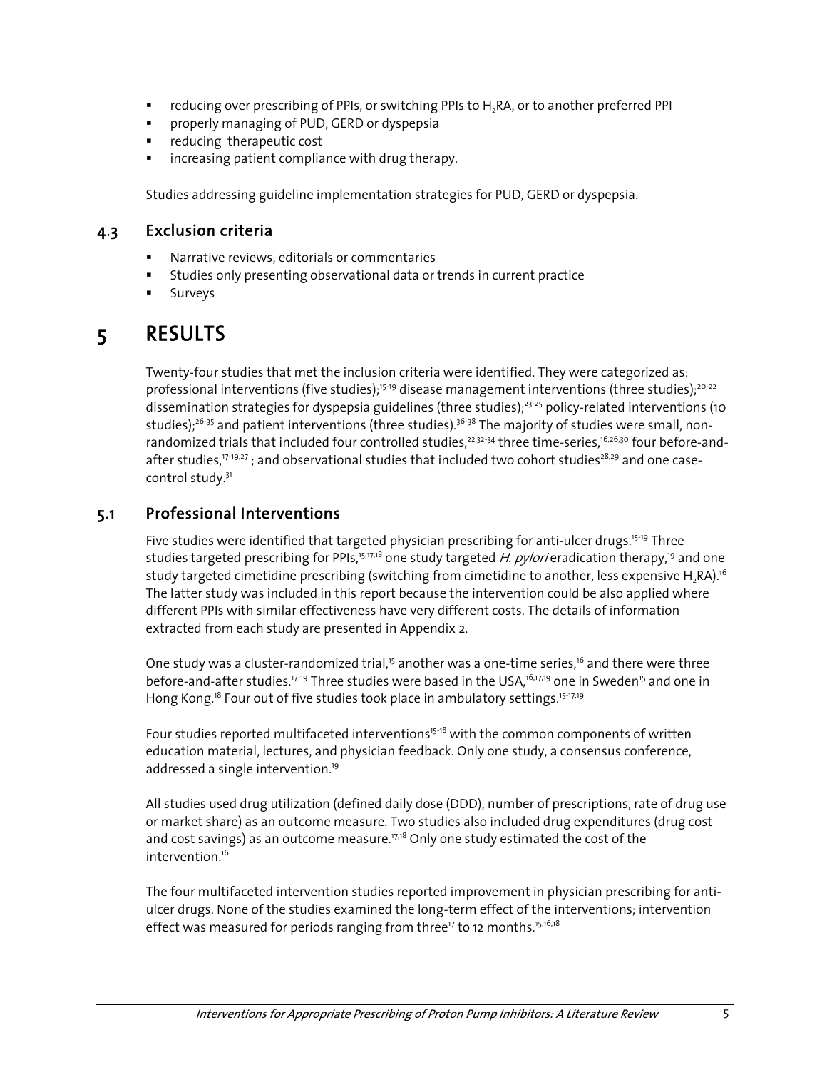- reducing over prescribing of PPIs, or switching PPIs to $H_2$RA, or to another preferred PPI
- properly managing of PUD, GERD or dyspepsia
- reducing therapeutic cost
- increasing patient compliance with drug therapy.

Studies addressing guideline implementation strategies for PUD, GERD or dyspepsia.

## 4.3 Exclusion criteria

- Narrative reviews, editorials or commentaries
- Studies only presenting observational data or trends in current practice
- Surveys

# 5 RESULTS

Twenty-four studies that met the inclusion criteria were identified. They were categorized as: professional interventions (five studies);[15-19] disease management interventions (three studies);[20-22] dissemination strategies for dyspepsia guidelines (three studies);[23-25] policy-related interventions (10 studies);[26-35] and patient interventions (three studies).[36-38] The majority of studies were small, non-randomized trials that included four controlled studies,[22,32-34] three time-series,[16,26,30] four before-and-after studies,[17-19,27]; and observational studies that included two cohort studies[28,29] and one case-control study.[31]

## 5.1 Professional Interventions

Five studies were identified that targeted physician prescribing for anti-ulcer drugs.[15-19] Three studies targeted prescribing for PPIs,[15,17,18] one study targeted *H. pylori* eradication therapy,[19] and one study targeted cimetidine prescribing (switching from cimetidine to another, less expensive $H_2$RA).[16] The latter study was included in this report because the intervention could be also applied where different PPIs with similar effectiveness have very different costs. The details of information extracted from each study are presented in Appendix 2.

One study was a cluster-randomized trial,[15] another was a one-time series,[16] and there were three before-and-after studies.[17-19] Three studies were based in the USA,[16,17,19] one in Sweden[15] and one in Hong Kong.[18] Four out of five studies took place in ambulatory settings.[15-17,19]

Four studies reported multifaceted interventions[15-18] with the common components of written education material, lectures, and physician feedback. Only one study, a consensus conference, addressed a single intervention.[19]

All studies used drug utilization (defined daily dose (DDD), number of prescriptions, rate of drug use or market share) as an outcome measure. Two studies also included drug expenditures (drug cost and cost savings) as an outcome measure.[17,18] Only one study estimated the cost of the intervention.[16]

The four multifaceted intervention studies reported improvement in physician prescribing for anti-ulcer drugs. None of the studies examined the long-term effect of the interventions; intervention effect was measured for periods ranging from three[17] to 12 months.[15,16,18]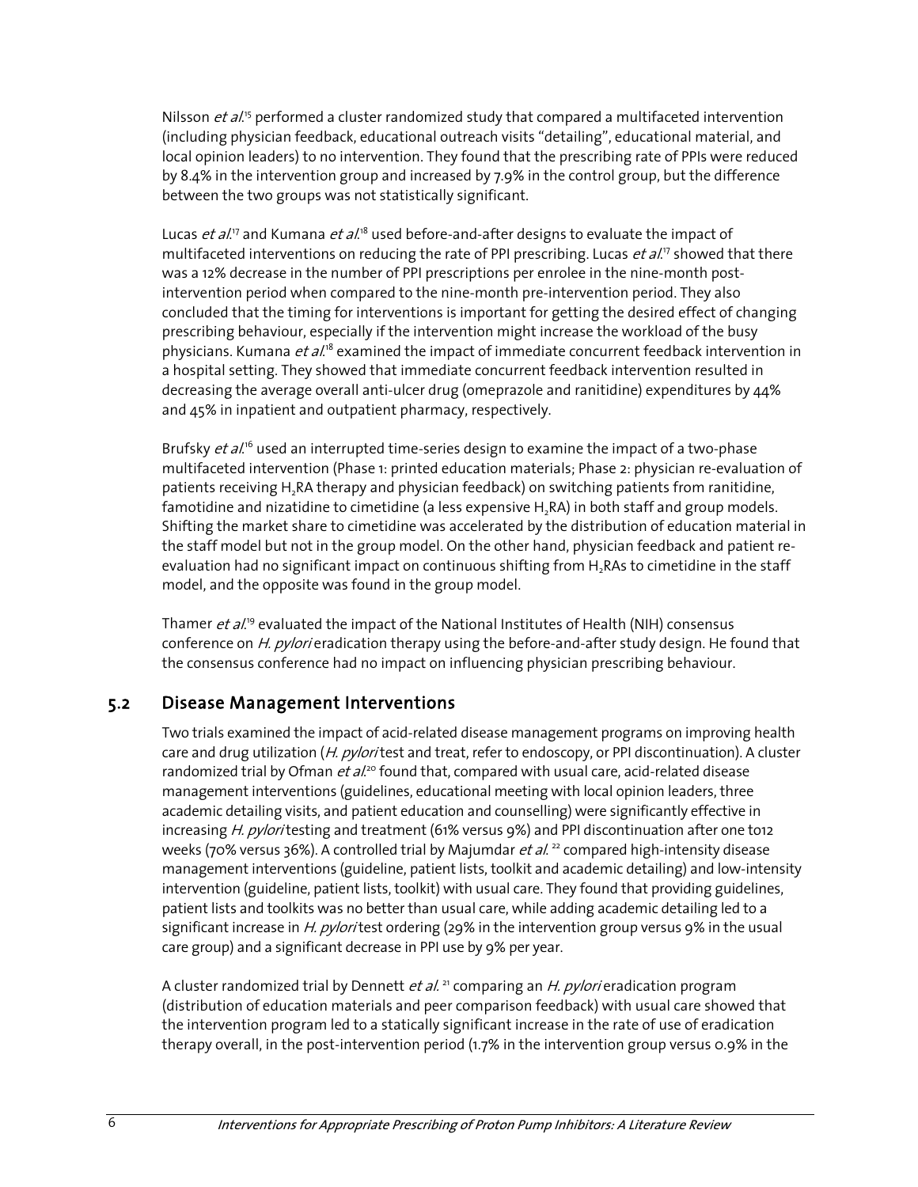Nilsson *et al.*[15] performed a cluster randomized study that compared a multifaceted intervention (including physician feedback, educational outreach visits "detailing", educational material, and local opinion leaders) to no intervention. They found that the prescribing rate of PPIs were reduced by 8.4% in the intervention group and increased by 7.9% in the control group, but the difference between the two groups was not statistically significant.

Lucas *et al.*[17] and Kumana *et al.*[18] used before-and-after designs to evaluate the impact of multifaceted interventions on reducing the rate of PPI prescribing. Lucas *et al.*[17] showed that there was a 12% decrease in the number of PPI prescriptions per enrolee in the nine-month post-intervention period when compared to the nine-month pre-intervention period. They also concluded that the timing for interventions is important for getting the desired effect of changing prescribing behaviour, especially if the intervention might increase the workload of the busy physicians. Kumana *et al.*[18] examined the impact of immediate concurrent feedback intervention in a hospital setting. They showed that immediate concurrent feedback intervention resulted in decreasing the average overall anti-ulcer drug (omeprazole and ranitidine) expenditures by 44% and 45% in inpatient and outpatient pharmacy, respectively.

Brufsky *et al.*[16] used an interrupted time-series design to examine the impact of a two-phase multifaceted intervention (Phase 1: printed education materials; Phase 2: physician re-evaluation of patients receiving $H_2$RA therapy and physician feedback) on switching patients from ranitidine, famotidine and nizatidine to cimetidine (a less expensive $H_2$RA) in both staff and group models. Shifting the market share to cimetidine was accelerated by the distribution of education material in the staff model but not in the group model. On the other hand, physician feedback and patient re-evaluation had no significant impact on continuous shifting from $H_2$RAs to cimetidine in the staff model, and the opposite was found in the group model.

Thamer *et al.*[19] evaluated the impact of the National Institutes of Health (NIH) consensus conference on *H. pylori* eradication therapy using the before-and-after study design. He found that the consensus conference had no impact on influencing physician prescribing behaviour.

## 5.2 Disease Management Interventions

Two trials examined the impact of acid-related disease management programs on improving health care and drug utilization (*H. pylori* test and treat, refer to endoscopy, or PPI discontinuation). A cluster randomized trial by Ofman *et al.*[20] found that, compared with usual care, acid-related disease management interventions (guidelines, educational meeting with local opinion leaders, three academic detailing visits, and patient education and counselling) were significantly effective in increasing *H. pylori* testing and treatment (61% versus 9%) and PPI discontinuation after one to12 weeks (70% versus 36%). A controlled trial by Majumdar *et al.*[22] compared high-intensity disease management interventions (guideline, patient lists, toolkit and academic detailing) and low-intensity intervention (guideline, patient lists, toolkit) with usual care. They found that providing guidelines, patient lists and toolkits was no better than usual care, while adding academic detailing led to a significant increase in *H. pylori* test ordering (29% in the intervention group versus 9% in the usual care group) and a significant decrease in PPI use by 9% per year.

A cluster randomized trial by Dennett *et al.*[21] comparing an *H. pylori* eradication program (distribution of education materials and peer comparison feedback) with usual care showed that the intervention program led to a statically significant increase in the rate of use of eradication therapy overall, in the post-intervention period (1.7% in the intervention group versus 0.9% in the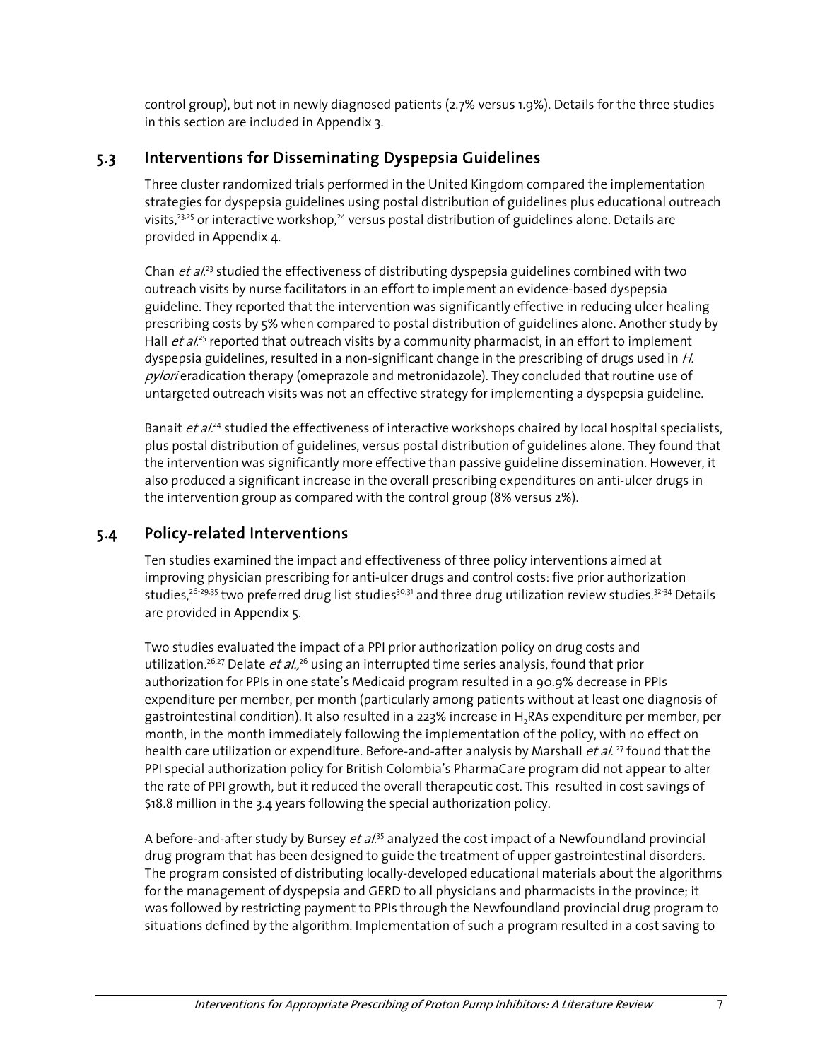control group), but not in newly diagnosed patients (2.7% versus 1.9%). Details for the three studies in this section are included in Appendix 3.

## 5.3 Interventions for Disseminating Dyspepsia Guidelines

Three cluster randomized trials performed in the United Kingdom compared the implementation strategies for dyspepsia guidelines using postal distribution of guidelines plus educational outreach visits,[23,25] or interactive workshop,[24] versus postal distribution of guidelines alone. Details are provided in Appendix 4.

Chan *et al.*[23] studied the effectiveness of distributing dyspepsia guidelines combined with two outreach visits by nurse facilitators in an effort to implement an evidence-based dyspepsia guideline. They reported that the intervention was significantly effective in reducing ulcer healing prescribing costs by 5% when compared to postal distribution of guidelines alone. Another study by Hall *et al.*[25] reported that outreach visits by a community pharmacist, in an effort to implement dyspepsia guidelines, resulted in a non-significant change in the prescribing of drugs used in *H. pylori* eradication therapy (omeprazole and metronidazole). They concluded that routine use of untargeted outreach visits was not an effective strategy for implementing a dyspepsia guideline.

Banait *et al.*[24] studied the effectiveness of interactive workshops chaired by local hospital specialists, plus postal distribution of guidelines, versus postal distribution of guidelines alone. They found that the intervention was significantly more effective than passive guideline dissemination. However, it also produced a significant increase in the overall prescribing expenditures on anti-ulcer drugs in the intervention group as compared with the control group (8% versus 2%).

## 5.4 Policy-related Interventions

Ten studies examined the impact and effectiveness of three policy interventions aimed at improving physician prescribing for anti-ulcer drugs and control costs: five prior authorization studies,[26-29,35] two preferred drug list studies[30,31] and three drug utilization review studies.[32-34] Details are provided in Appendix 5.

Two studies evaluated the impact of a PPI prior authorization policy on drug costs and utilization.[26,27] Delate *et al.*,[26] using an interrupted time series analysis, found that prior authorization for PPIs in one state's Medicaid program resulted in a 90.9% decrease in PPIs expenditure per member, per month (particularly among patients without at least one diagnosis of gastrointestinal condition). It also resulted in a 223% increase in $H_2$RAs expenditure per member, per month, in the month immediately following the implementation of the policy, with no effect on health care utilization or expenditure. Before-and-after analysis by Marshall *et al.*[27] found that the PPI special authorization policy for British Colombia's PharmaCare program did not appear to alter the rate of PPI growth, but it reduced the overall therapeutic cost. This resulted in cost savings of $18.8 million in the 3.4 years following the special authorization policy.

A before-and-after study by Bursey *et al.*[35] analyzed the cost impact of a Newfoundland provincial drug program that has been designed to guide the treatment of upper gastrointestinal disorders. The program consisted of distributing locally-developed educational materials about the algorithms for the management of dyspepsia and GERD to all physicians and pharmacists in the province; it was followed by restricting payment to PPIs through the Newfoundland provincial drug program to situations defined by the algorithm. Implementation of such a program resulted in a cost saving to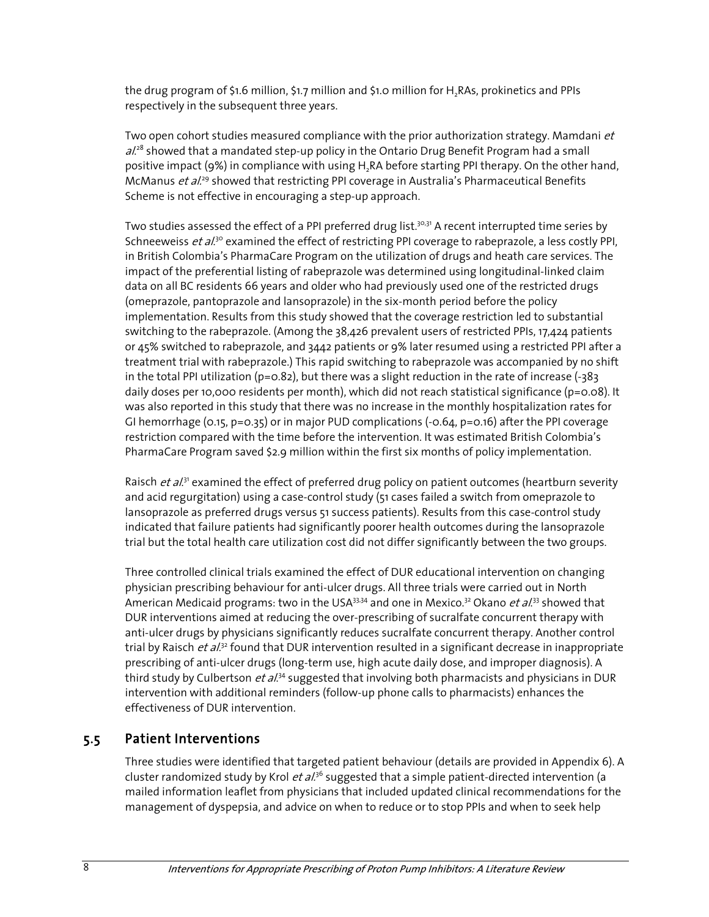the drug program of $1.6 million, $1.7 million and $1.0 million for $H_2$RAs, prokinetics and PPIs respectively in the subsequent three years.

Two open cohort studies measured compliance with the prior authorization strategy. Mamdani *et al.*[28] showed that a mandated step-up policy in the Ontario Drug Benefit Program had a small positive impact (9%) in compliance with using $H_2$RA before starting PPI therapy. On the other hand, McManus *et al.*[29] showed that restricting PPI coverage in Australia's Pharmaceutical Benefits Scheme is not effective in encouraging a step-up approach.

Two studies assessed the effect of a PPI preferred drug list.[30,31] A recent interrupted time series by Schneeweiss *et al.*[30] examined the effect of restricting PPI coverage to rabeprazole, a less costly PPI, in British Colombia's PharmaCare Program on the utilization of drugs and heath care services. The impact of the preferential listing of rabeprazole was determined using longitudinal-linked claim data on all BC residents 66 years and older who had previously used one of the restricted drugs (omeprazole, pantoprazole and lansoprazole) in the six-month period before the policy implementation. Results from this study showed that the coverage restriction led to substantial switching to the rabeprazole. (Among the 38,426 prevalent users of restricted PPIs, 17,424 patients or 45% switched to rabeprazole, and 3442 patients or 9% later resumed using a restricted PPI after a treatment trial with rabeprazole.) This rapid switching to rabeprazole was accompanied by no shift in the total PPI utilization (p=0.82), but there was a slight reduction in the rate of increase (-383 daily doses per 10,000 residents per month), which did not reach statistical significance (p=0.08). It was also reported in this study that there was no increase in the monthly hospitalization rates for GI hemorrhage (0.15, p=0.35) or in major PUD complications (-0.64, p=0.16) after the PPI coverage restriction compared with the time before the intervention. It was estimated British Colombia's PharmaCare Program saved $2.9 million within the first six months of policy implementation.

Raisch *et al.*[31] examined the effect of preferred drug policy on patient outcomes (heartburn severity and acid regurgitation) using a case-control study (51 cases failed a switch from omeprazole to lansoprazole as preferred drugs versus 51 success patients). Results from this case-control study indicated that failure patients had significantly poorer health outcomes during the lansoprazole trial but the total health care utilization cost did not differ significantly between the two groups.

Three controlled clinical trials examined the effect of DUR educational intervention on changing physician prescribing behaviour for anti-ulcer drugs. All three trials were carried out in North American Medicaid programs: two in the USA[33,34] and one in Mexico.[32] Okano *et al.*[33] showed that DUR interventions aimed at reducing the over-prescribing of sucralfate concurrent therapy with anti-ulcer drugs by physicians significantly reduces sucralfate concurrent therapy. Another control trial by Raisch *et al.*[32] found that DUR intervention resulted in a significant decrease in inappropriate prescribing of anti-ulcer drugs (long-term use, high acute daily dose, and improper diagnosis). A third study by Culbertson *et al.*[34] suggested that involving both pharmacists and physicians in DUR intervention with additional reminders (follow-up phone calls to pharmacists) enhances the effectiveness of DUR intervention.

## 5.5 Patient Interventions

Three studies were identified that targeted patient behaviour (details are provided in Appendix 6). A cluster randomized study by Krol *et al.*[36] suggested that a simple patient-directed intervention (a mailed information leaflet from physicians that included updated clinical recommendations for the management of dyspepsia, and advice on when to reduce or to stop PPIs and when to seek help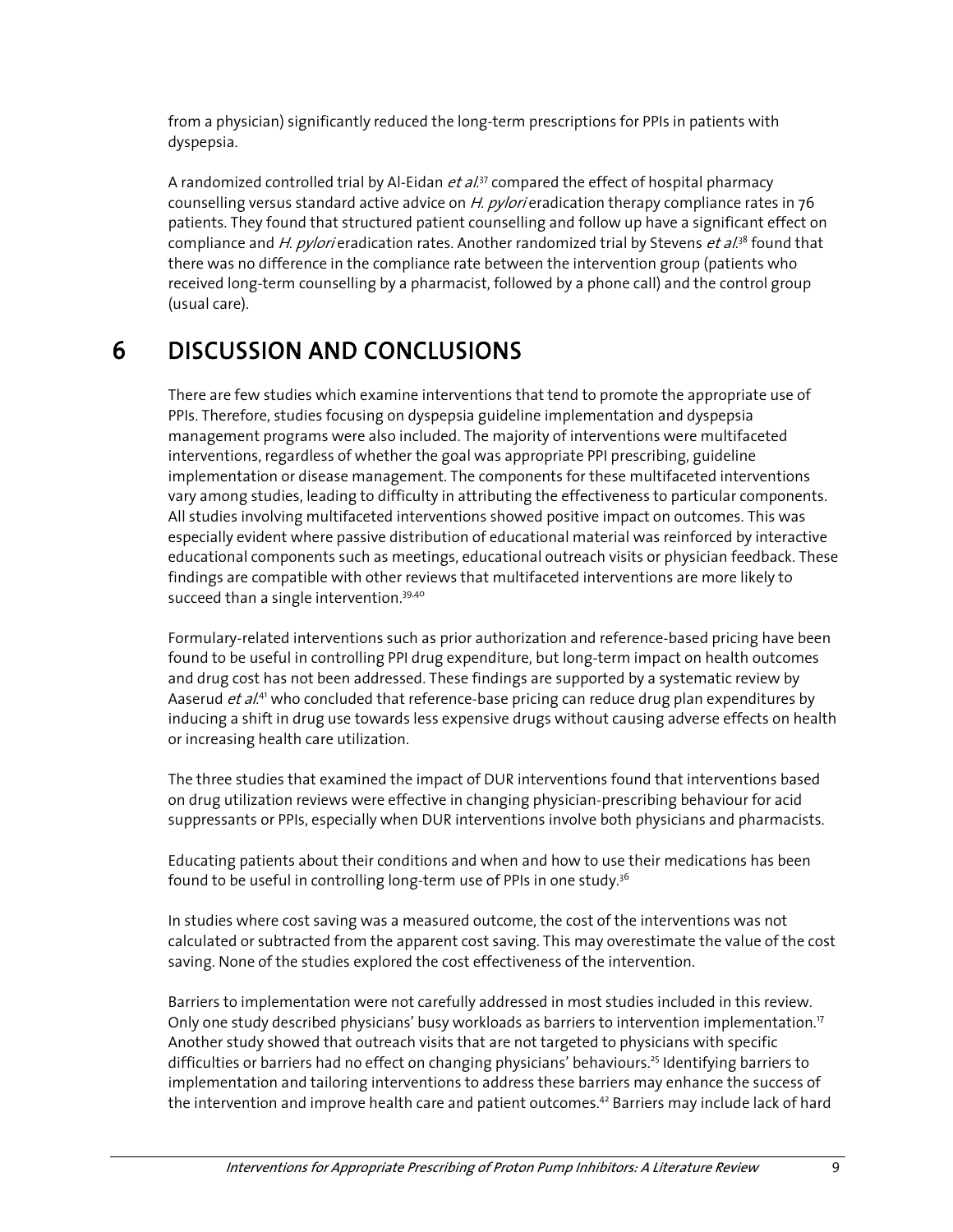from a physician) significantly reduced the long-term prescriptions for PPIs in patients with dyspepsia.

A randomized controlled trial by Al-Eidan *et al.*[37] compared the effect of hospital pharmacy counselling versus standard active advice on *H. pylori* eradication therapy compliance rates in 76 patients. They found that structured patient counselling and follow up have a significant effect on compliance and *H. pylori* eradication rates. Another randomized trial by Stevens *et al.*[38] found that there was no difference in the compliance rate between the intervention group (patients who received long-term counselling by a pharmacist, followed by a phone call) and the control group (usual care).

# 6 DISCUSSION AND CONCLUSIONS

There are few studies which examine interventions that tend to promote the appropriate use of PPIs. Therefore, studies focusing on dyspepsia guideline implementation and dyspepsia management programs were also included. The majority of interventions were multifaceted interventions, regardless of whether the goal was appropriate PPI prescribing, guideline implementation or disease management. The components for these multifaceted interventions vary among studies, leading to difficulty in attributing the effectiveness to particular components. All studies involving multifaceted interventions showed positive impact on outcomes. This was especially evident where passive distribution of educational material was reinforced by interactive educational components such as meetings, educational outreach visits or physician feedback. These findings are compatible with other reviews that multifaceted interventions are more likely to succeed than a single intervention.[39,40]

Formulary-related interventions such as prior authorization and reference-based pricing have been found to be useful in controlling PPI drug expenditure, but long-term impact on health outcomes and drug cost has not been addressed. These findings are supported by a systematic review by Aaserud *et al.*[41] who concluded that reference-base pricing can reduce drug plan expenditures by inducing a shift in drug use towards less expensive drugs without causing adverse effects on health or increasing health care utilization.

The three studies that examined the impact of DUR interventions found that interventions based on drug utilization reviews were effective in changing physician-prescribing behaviour for acid suppressants or PPIs, especially when DUR interventions involve both physicians and pharmacists.

Educating patients about their conditions and when and how to use their medications has been found to be useful in controlling long-term use of PPIs in one study.[36]

In studies where cost saving was a measured outcome, the cost of the interventions was not calculated or subtracted from the apparent cost saving. This may overestimate the value of the cost saving. None of the studies explored the cost effectiveness of the intervention.

Barriers to implementation were not carefully addressed in most studies included in this review. Only one study described physicians' busy workloads as barriers to intervention implementation.[17] Another study showed that outreach visits that are not targeted to physicians with specific difficulties or barriers had no effect on changing physicians' behaviours.[25] Identifying barriers to implementation and tailoring interventions to address these barriers may enhance the success of the intervention and improve health care and patient outcomes.[42] Barriers may include lack of hard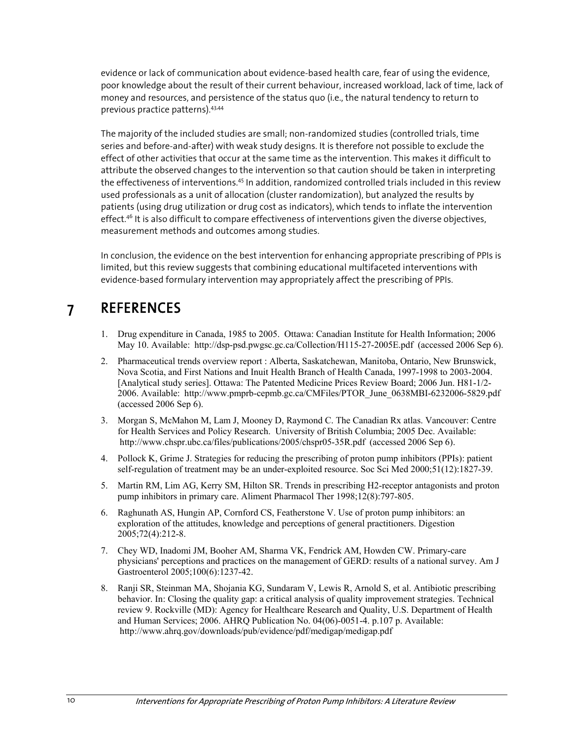evidence or lack of communication about evidence-based health care, fear of using the evidence, poor knowledge about the result of their current behaviour, increased workload, lack of time, lack of money and resources, and persistence of the status quo (i.e., the natural tendency to return to previous practice patterns).[43,44]

The majority of the included studies are small; non-randomized studies (controlled trials, time series and before-and-after) with weak study designs. It is therefore not possible to exclude the effect of other activities that occur at the same time as the intervention. This makes it difficult to attribute the observed changes to the intervention so that caution should be taken in interpreting the effectiveness of interventions.[45] In addition, randomized controlled trials included in this review used professionals as a unit of allocation (cluster randomization), but analyzed the results by patients (using drug utilization or drug cost as indicators), which tends to inflate the intervention effect.[46] It is also difficult to compare effectiveness of interventions given the diverse objectives, measurement methods and outcomes among studies.

In conclusion, the evidence on the best intervention for enhancing appropriate prescribing of PPIs is limited, but this review suggests that combining educational multifaceted interventions with evidence-based formulary intervention may appropriately affect the prescribing of PPIs.

# 7 REFERENCES

1. Drug expenditure in Canada, 1985 to 2005. Ottawa: Canadian Institute for Health Information; 2006 May 10. Available: http://dsp-psd.pwgsc.gc.ca/Collection/H115-27-2005E.pdf (accessed 2006 Sep 6).
2. Pharmaceutical trends overview report : Alberta, Saskatchewan, Manitoba, Ontario, New Brunswick, Nova Scotia, and First Nations and Inuit Health Branch of Health Canada, 1997-1998 to 2003-2004. [Analytical study series]. Ottawa: The Patented Medicine Prices Review Board; 2006 Jun. H81-1/2-2006. Available: http://www.pmprb-cepmb.gc.ca/CMFiles/PTOR_June_0638MBI-6232006-5829.pdf (accessed 2006 Sep 6).
3. Morgan S, McMahon M, Lam J, Mooney D, Raymond C. The Canadian Rx atlas. Vancouver: Centre for Health Services and Policy Research. University of British Columbia; 2005 Dec. Available: http://www.chspr.ubc.ca/files/publications/2005/chspr05-35R.pdf (accessed 2006 Sep 6).
4. Pollock K, Grime J. Strategies for reducing the prescribing of proton pump inhibitors (PPIs): patient self-regulation of treatment may be an under-exploited resource. Soc Sci Med 2000;51(12):1827-39.
5. Martin RM, Lim AG, Kerry SM, Hilton SR. Trends in prescribing H2-receptor antagonists and proton pump inhibitors in primary care. Aliment Pharmacol Ther 1998;12(8):797-805.
6. Raghunath AS, Hungin AP, Cornford CS, Featherstone V. Use of proton pump inhibitors: an exploration of the attitudes, knowledge and perceptions of general practitioners. Digestion 2005;72(4):212-8.
7. Chey WD, Inadomi JM, Booher AM, Sharma VK, Fendrick AM, Howden CW. Primary-care physicians' perceptions and practices on the management of GERD: results of a national survey. Am J Gastroenterol 2005;100(6):1237-42.
8. Ranji SR, Steinman MA, Shojania KG, Sundaram V, Lewis R, Arnold S, et al. Antibiotic prescribing behavior. In: Closing the quality gap: a critical analysis of quality improvement strategies. Technical review 9. Rockville (MD): Agency for Healthcare Research and Quality, U.S. Department of Health and Human Services; 2006. AHRQ Publication No. 04(06)-0051-4. p.107 p. Available: http://www.ahrq.gov/downloads/pub/evidence/pdf/medigap/medigap.pdf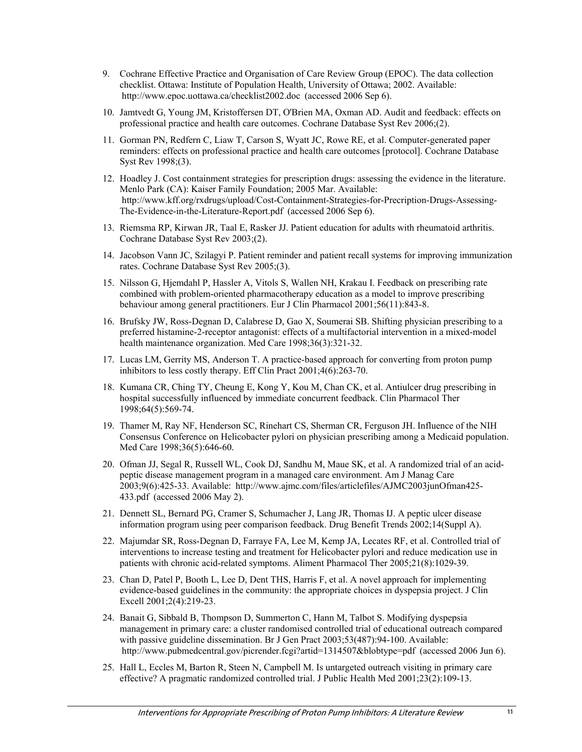9. Cochrane Effective Practice and Organisation of Care Review Group (EPOC). The data collection checklist. Ottawa: Institute of Population Health, University of Ottawa; 2002. Available: http://www.epoc.uottawa.ca/checklist2002.doc (accessed 2006 Sep 6).
10. Jamtvedt G, Young JM, Kristoffersen DT, O'Brien MA, Oxman AD. Audit and feedback: effects on professional practice and health care outcomes. Cochrane Database Syst Rev 2006;(2).
11. Gorman PN, Redfern C, Liaw T, Carson S, Wyatt JC, Rowe RE, et al. Computer-generated paper reminders: effects on professional practice and health care outcomes [protocol]. Cochrane Database Syst Rev 1998;(3).
12. Hoadley J. Cost containment strategies for prescription drugs: assessing the evidence in the literature. Menlo Park (CA): Kaiser Family Foundation; 2005 Mar. Available: http://www.kff.org/rxdrugs/upload/Cost-Containment-Strategies-for-Precription-Drugs-Assessing-The-Evidence-in-the-Literature-Report.pdf (accessed 2006 Sep 6).
13. Riemsma RP, Kirwan JR, Taal E, Rasker JJ. Patient education for adults with rheumatoid arthritis. Cochrane Database Syst Rev 2003;(2).
14. Jacobson Vann JC, Szilagyi P. Patient reminder and patient recall systems for improving immunization rates. Cochrane Database Syst Rev 2005;(3).
15. Nilsson G, Hjemdahl P, Hassler A, Vitols S, Wallen NH, Krakau I. Feedback on prescribing rate combined with problem-oriented pharmacotherapy education as a model to improve prescribing behaviour among general practitioners. Eur J Clin Pharmacol 2001;56(11):843-8.
16. Brufsky JW, Ross-Degnan D, Calabrese D, Gao X, Soumerai SB. Shifting physician prescribing to a preferred histamine-2-receptor antagonist: effects of a multifactorial intervention in a mixed-model health maintenance organization. Med Care 1998;36(3):321-32.
17. Lucas LM, Gerrity MS, Anderson T. A practice-based approach for converting from proton pump inhibitors to less costly therapy. Eff Clin Pract 2001;4(6):263-70.
18. Kumana CR, Ching TY, Cheung E, Kong Y, Kou M, Chan CK, et al. Antiulcer drug prescribing in hospital successfully influenced by immediate concurrent feedback. Clin Pharmacol Ther 1998;64(5):569-74.
19. Thamer M, Ray NF, Henderson SC, Rinehart CS, Sherman CR, Ferguson JH. Influence of the NIH Consensus Conference on Helicobacter pylori on physician prescribing among a Medicaid population. Med Care 1998;36(5):646-60.
20. Ofman JJ, Segal R, Russell WL, Cook DJ, Sandhu M, Maue SK, et al. A randomized trial of an acid-peptic disease management program in a managed care environment. Am J Manag Care 2003;9(6):425-33. Available: http://www.ajmc.com/files/articlefiles/AJMC2003junOfman425-433.pdf (accessed 2006 May 2).
21. Dennett SL, Bernard PG, Cramer S, Schumacher J, Lang JR, Thomas IJ. A peptic ulcer disease information program using peer comparison feedback. Drug Benefit Trends 2002;14(Suppl A).
22. Majumdar SR, Ross-Degnan D, Farraye FA, Lee M, Kemp JA, Lecates RF, et al. Controlled trial of interventions to increase testing and treatment for Helicobacter pylori and reduce medication use in patients with chronic acid-related symptoms. Aliment Pharmacol Ther 2005;21(8):1029-39.
23. Chan D, Patel P, Booth L, Lee D, Dent THS, Harris F, et al. A novel approach for implementing evidence-based guidelines in the community: the appropriate choices in dyspepsia project. J Clin Excell 2001;2(4):219-23.
24. Banait G, Sibbald B, Thompson D, Summerton C, Hann M, Talbot S. Modifying dyspepsia management in primary care: a cluster randomised controlled trial of educational outreach compared with passive guideline dissemination. Br J Gen Pract 2003;53(487):94-100. Available: http://www.pubmedcentral.gov/picrender.fcgi?artid=1314507&blobtype=pdf (accessed 2006 Jun 6).
25. Hall L, Eccles M, Barton R, Steen N, Campbell M. Is untargeted outreach visiting in primary care effective? A pragmatic randomized controlled trial. J Public Health Med 2001;23(2):109-13.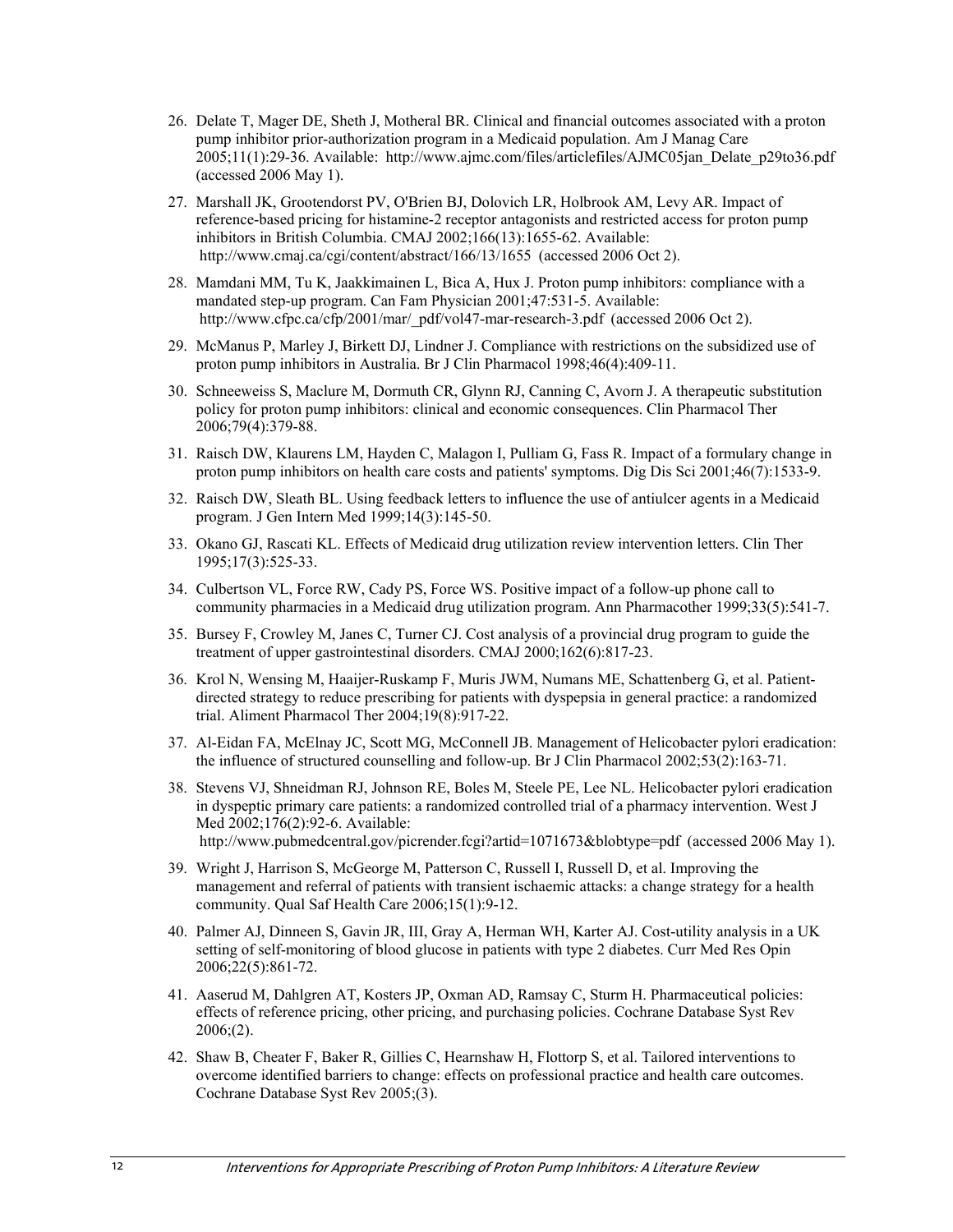26. Delate T, Mager DE, Sheth J, Motheral BR. Clinical and financial outcomes associated with a proton pump inhibitor prior-authorization program in a Medicaid population. Am J Manag Care 2005;11(1):29-36. Available: http://www.ajmc.com/files/articlefiles/AJMC05jan_Delate_p29to36.pdf (accessed 2006 May 1).

27. Marshall JK, Grootendorst PV, O'Brien BJ, Dolovich LR, Holbrook AM, Levy AR. Impact of reference-based pricing for histamine-2 receptor antagonists and restricted access for proton pump inhibitors in British Columbia. CMAJ 2002;166(13):1655-62. Available: http://www.cmaj.ca/cgi/content/abstract/166/13/1655 (accessed 2006 Oct 2).

28. Mamdani MM, Tu K, Jaakkimainen L, Bica A, Hux J. Proton pump inhibitors: compliance with a mandated step-up program. Can Fam Physician 2001;47:531-5. Available: http://www.cfpc.ca/cfp/2001/mar/_pdf/vol47-mar-research-3.pdf (accessed 2006 Oct 2).

29. McManus P, Marley J, Birkett DJ, Lindner J. Compliance with restrictions on the subsidized use of proton pump inhibitors in Australia. Br J Clin Pharmacol 1998;46(4):409-11.

30. Schneeweiss S, Maclure M, Dormuth CR, Glynn RJ, Canning C, Avorn J. A therapeutic substitution policy for proton pump inhibitors: clinical and economic consequences. Clin Pharmacol Ther 2006;79(4):379-88.

31. Raisch DW, Klaurens LM, Hayden C, Malagon I, Pulliam G, Fass R. Impact of a formulary change in proton pump inhibitors on health care costs and patients' symptoms. Dig Dis Sci 2001;46(7):1533-9.

32. Raisch DW, Sleath BL. Using feedback letters to influence the use of antiulcer agents in a Medicaid program. J Gen Intern Med 1999;14(3):145-50.

33. Okano GJ, Rascati KL. Effects of Medicaid drug utilization review intervention letters. Clin Ther 1995;17(3):525-33.

34. Culbertson VL, Force RW, Cady PS, Force WS. Positive impact of a follow-up phone call to community pharmacies in a Medicaid drug utilization program. Ann Pharmacother 1999;33(5):541-7.

35. Bursey F, Crowley M, Janes C, Turner CJ. Cost analysis of a provincial drug program to guide the treatment of upper gastrointestinal disorders. CMAJ 2000;162(6):817-23.

36. Krol N, Wensing M, Haaijer-Ruskamp F, Muris JWM, Numans ME, Schattenberg G, et al. Patient-directed strategy to reduce prescribing for patients with dyspepsia in general practice: a randomized trial. Aliment Pharmacol Ther 2004;19(8):917-22.

37. Al-Eidan FA, McElnay JC, Scott MG, McConnell JB. Management of Helicobacter pylori eradication: the influence of structured counselling and follow-up. Br J Clin Pharmacol 2002;53(2):163-71.

38. Stevens VJ, Shneidman RJ, Johnson RE, Boles M, Steele PE, Lee NL. Helicobacter pylori eradication in dyspeptic primary care patients: a randomized controlled trial of a pharmacy intervention. West J Med 2002;176(2):92-6. Available: http://www.pubmedcentral.gov/picrender.fcgi?artid=1071673&blobtype=pdf (accessed 2006 May 1).

39. Wright J, Harrison S, McGeorge M, Patterson C, Russell I, Russell D, et al. Improving the management and referral of patients with transient ischaemic attacks: a change strategy for a health community. Qual Saf Health Care 2006;15(1):9-12.

40. Palmer AJ, Dinneen S, Gavin JR, III, Gray A, Herman WH, Karter AJ. Cost-utility analysis in a UK setting of self-monitoring of blood glucose in patients with type 2 diabetes. Curr Med Res Opin 2006;22(5):861-72.

41. Aaserud M, Dahlgren AT, Kosters JP, Oxman AD, Ramsay C, Sturm H. Pharmaceutical policies: effects of reference pricing, other pricing, and purchasing policies. Cochrane Database Syst Rev 2006;(2).

42. Shaw B, Cheater F, Baker R, Gillies C, Hearnshaw H, Flottorp S, et al. Tailored interventions to overcome identified barriers to change: effects on professional practice and health care outcomes. Cochrane Database Syst Rev 2005;(3).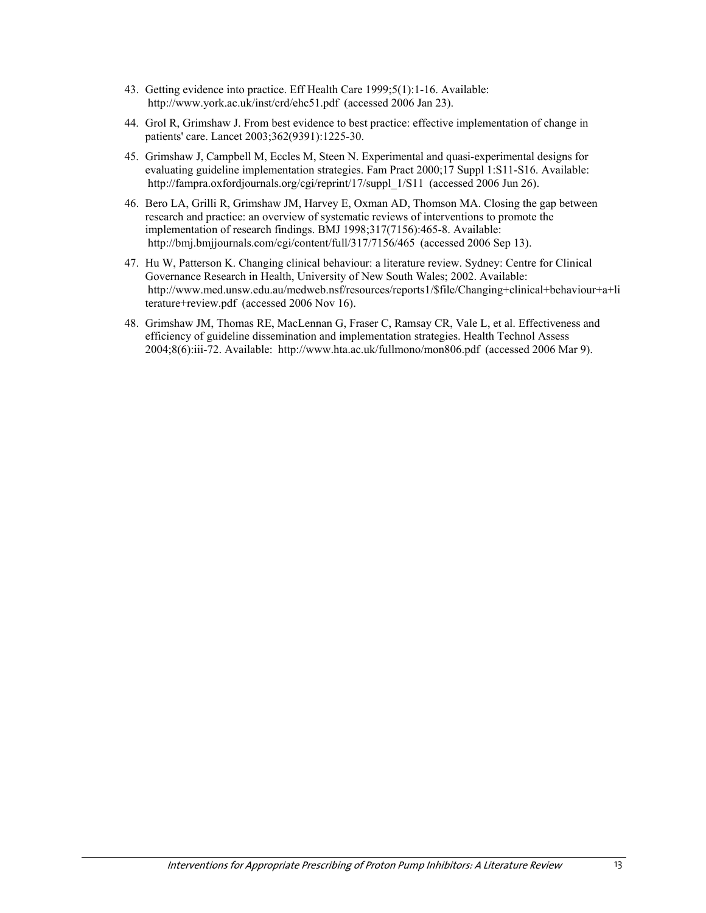43. Getting evidence into practice. Eff Health Care 1999;5(1):1-16. Available: http://www.york.ac.uk/inst/crd/ehc51.pdf (accessed 2006 Jan 23).

44. Grol R, Grimshaw J. From best evidence to best practice: effective implementation of change in patients' care. Lancet 2003;362(9391):1225-30.

45. Grimshaw J, Campbell M, Eccles M, Steen N. Experimental and quasi-experimental designs for evaluating guideline implementation strategies. Fam Pract 2000;17 Suppl 1:S11-S16. Available: http://fampra.oxfordjournals.org/cgi/reprint/17/suppl_1/S11 (accessed 2006 Jun 26).

46. Bero LA, Grilli R, Grimshaw JM, Harvey E, Oxman AD, Thomson MA. Closing the gap between research and practice: an overview of systematic reviews of interventions to promote the implementation of research findings. BMJ 1998;317(7156):465-8. Available: http://bmj.bmjjournals.com/cgi/content/full/317/7156/465 (accessed 2006 Sep 13).

47. Hu W, Patterson K. Changing clinical behaviour: a literature review. Sydney: Centre for Clinical Governance Research in Health, University of New South Wales; 2002. Available: http://www.med.unsw.edu.au/medweb.nsf/resources/reports1/$file/Changing+clinical+behaviour+a+literature+review.pdf (accessed 2006 Nov 16).

48. Grimshaw JM, Thomas RE, MacLennan G, Fraser C, Ramsay CR, Vale L, et al. Effectiveness and efficiency of guideline dissemination and implementation strategies. Health Technol Assess 2004;8(6):iii-72. Available: http://www.hta.ac.uk/fullmono/mon806.pdf (accessed 2006 Mar 9).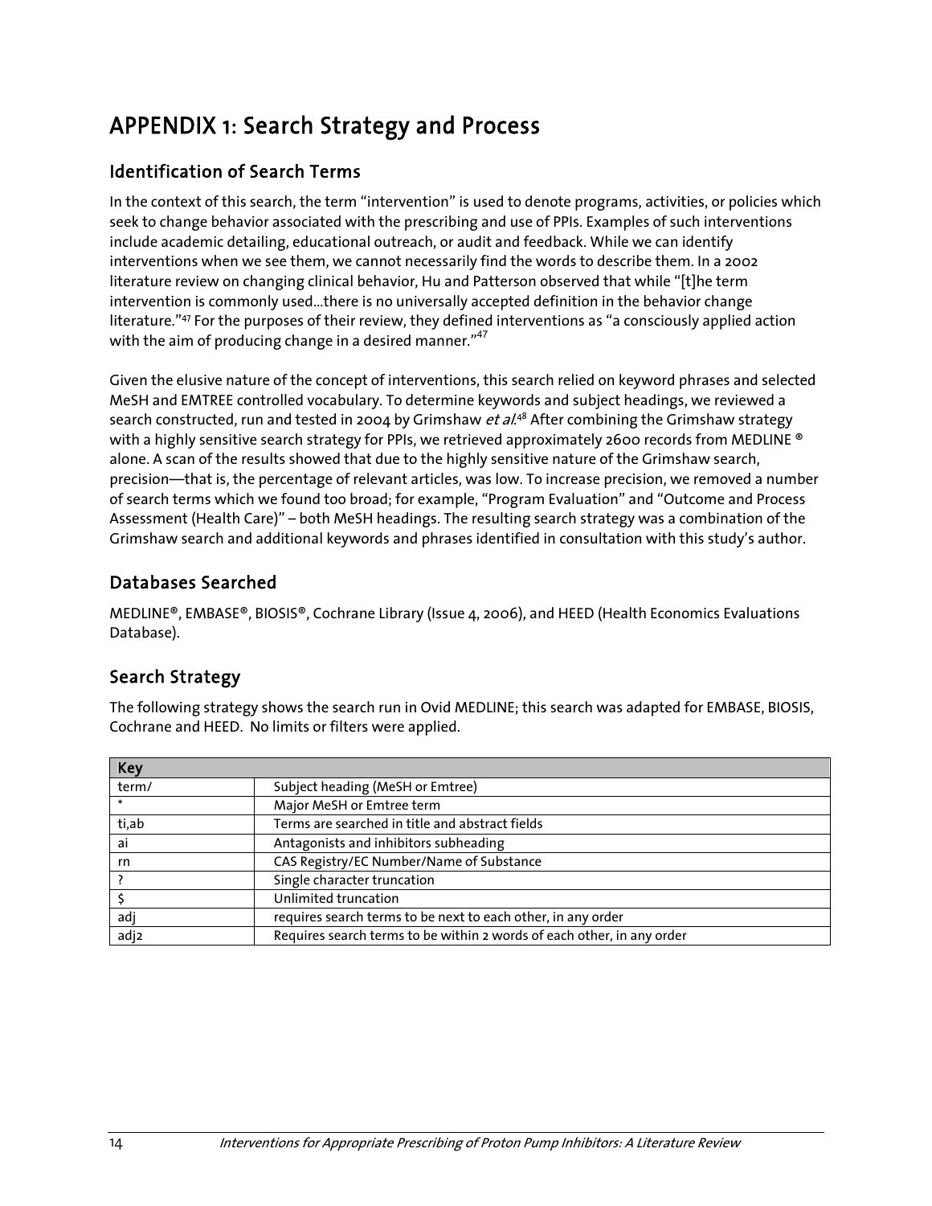# APPENDIX 1: Search Strategy and Process

## Identification of Search Terms

In the context of this search, the term "intervention" is used to denote programs, activities, or policies which seek to change behavior associated with the prescribing and use of PPIs. Examples of such interventions include academic detailing, educational outreach, or audit and feedback. While we can identify interventions when we see them, we cannot necessarily find the words to describe them. In a 2002 literature review on changing clinical behavior, Hu and Patterson observed that while "[t]he term intervention is commonly used…there is no universally accepted definition in the behavior change literature."[47] For the purposes of their review, they defined interventions as "a consciously applied action with the aim of producing change in a desired manner."[47]

Given the elusive nature of the concept of interventions, this search relied on keyword phrases and selected MeSH and EMTREE controlled vocabulary. To determine keywords and subject headings, we reviewed a search constructed, run and tested in 2004 by Grimshaw *et al.*[48] After combining the Grimshaw strategy with a highly sensitive search strategy for PPIs, we retrieved approximately 2600 records from MEDLINE ® alone. A scan of the results showed that due to the highly sensitive nature of the Grimshaw search, precision—that is, the percentage of relevant articles, was low. To increase precision, we removed a number of search terms which we found too broad; for example, "Program Evaluation" and "Outcome and Process Assessment (Health Care)" – both MeSH headings. The resulting search strategy was a combination of the Grimshaw search and additional keywords and phrases identified in consultation with this study's author.

## Databases Searched

MEDLINE®, EMBASE®, BIOSIS®, Cochrane Library (Issue 4, 2006), and HEED (Health Economics Evaluations Database).

## Search Strategy

The following strategy shows the search run in Ovid MEDLINE; this search was adapted for EMBASE, BIOSIS, Cochrane and HEED. No limits or filters were applied.

| Key | |
|---|---|
| term/ | Subject heading (MeSH or Emtree) |
| * | Major MeSH or Emtree term |
| ti,ab | Terms are searched in title and abstract fields |
| ai | Antagonists and inhibitors subheading |
| rn | CAS Registry/EC Number/Name of Substance |
| ? | Single character truncation |
| $ | Unlimited truncation |
| adj | requires search terms to be next to each other, in any order |
| adj2 | Requires search terms to be within 2 words of each other, in any order |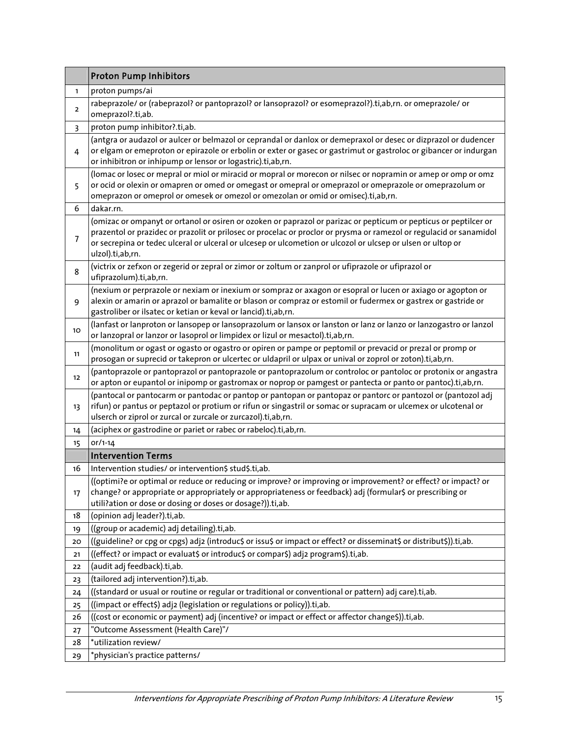| | Proton Pump Inhibitors |
|---|---|
| 1 | proton pumps/ai |
| 2 | rabeprazole/ or (rabeprazol? or pantoprazol? or lansoprazol? or esomeprazol?).ti,ab,rn. or omeprazole/ or omeprazol?.ti,ab. |
| 3 | proton pump inhibitor?.ti,ab. |
| 4 | (antgra or audazol or aulcer or belmazol or ceprandal or danlox or demepraxol or desec or dizprazol or dudencer or elgam or emeproton or epirazole or erbolin or exter or gasec or gastrimut or gastroloc or gibancer or indurgan or inhibitron or inhipump or lensor or logastric).ti,ab,rn. |
| 5 | (lomac or losec or mepral or miol or miracid or mopral or morecon or nilsec or nopramin or amep or omp or omz or ocid or olexin or omapren or omed or omegast or omepral or omeprazol or omeprazole or omeprazolum or omeprazon or omeprol or omesek or omezol or omezolan or omid or omisec).ti,ab,rn. |
| 6 | dakar.rn. |
| 7 | (omizac or ompanyt or ortanol or osiren or ozoken or paprazol or parizac or pepticum or pepticus or peptilcer or prazentol or prazidec or prazolit or prilosec or procelac or proclor or prysma or ramezol or regulacid or sanamidol or secrepina or tedec ulceral or ulceral or ulcesep or ulcometion or ulcozol or ulcsep or ulsen or ultop or ulzol).ti,ab,rn. |
| 8 | (victrix or zefxon or zegerid or zepral or zimor or zoltum or zanprol or ufiprazole or ufiprazol or ufiprazolum).ti,ab,rn. |
| 9 | (nexium or perprazole or nexiam or inexium or sompraz or axagon or esopral or lucen or axiago or agopton or alexin or amarin or aprazol or bamalite or blason or compraz or estomil or fudermex or gastrex or gastride or gastroliber or ilsatec or ketian or keval or lancid).ti,ab,rn. |
| 10 | (lanfast or lanproton or lansopep or lansoprazolum or lansox or lanston or lanz or lanzo or lanzogastro or lanzol or lanzopral or lanzor or lasoprol or limpidex or lizul or mesactol).ti,ab,rn. |
| 11 | (monolitum or ogast or ogasto or ogastro or opiren or pampe or peptomil or prevacid or prezal or promp or prosogan or suprecid or takepron or ulcertec or uldapril or ulpax or unival or zoprol or zoton).ti,ab,rn. |
| 12 | (pantoprazole or pantoprazol or pantoprazole or pantoprazolum or controloc or pantoloc or protonix or angastra or apton or eupantol or inipomp or gastromax or noprop or pamgest or pantecta or panto or pantoc).ti,ab,rn. |
| 13 | (pantocal or pantocarm or pantodac or pantop or pantopan or pantopaz or pantorc or pantozol or (pantozol adj rifun) or pantus or peptazol or protium or rifun or singastril or somac or supracam or ulcemex or ulcotenal or ulserch or ziprol or zurcal or zurcale or zurcazol).ti,ab,rn. |
| 14 | (aciphex or gastrodine or pariet or rabec or rabeloc).ti,ab,rn. |
| 15 | or/1-14 |
| | **Intervention Terms** |
| 16 | Intervention studies/ or intervention$ stud$.ti,ab. |
| 17 | ((optimi?e or optimal or reduce or reducing or improve? or improving or improvement? or effect? or impact? or change? or appropriate or appropriately or appropriateness or feedback) adj (formular$ or prescribing or utili?ation or dose or dosing or doses or dosage?)).ti,ab. |
| 18 | (opinion adj leader?).ti,ab. |
| 19 | ((group or academic) adj detailing).ti,ab. |
| 20 | ((guideline? or cpg or cpgs) adj2 (introduc$ or issu$ or impact or effect? or disseminat$ or distribut$)).ti,ab. |
| 21 | ((effect? or impact or evaluat$ or introduc$ or compar$) adj2 program$).ti,ab. |
| 22 | (audit adj feedback).ti,ab. |
| 23 | (tailored adj intervention?).ti,ab. |
| 24 | ((standard or usual or routine or regular or traditional or conventional or pattern) adj care).ti,ab. |
| 25 | ((impact or effect$) adj2 (legislation or regulations or policy)).ti,ab. |
| 26 | ((cost or economic or payment) adj (incentive? or impact or effect or affector change$)).ti,ab. |
| 27 | "Outcome Assessment (Health Care)"/ |
| 28 | *utilization review/ |
| 29 | *physician's practice patterns/ |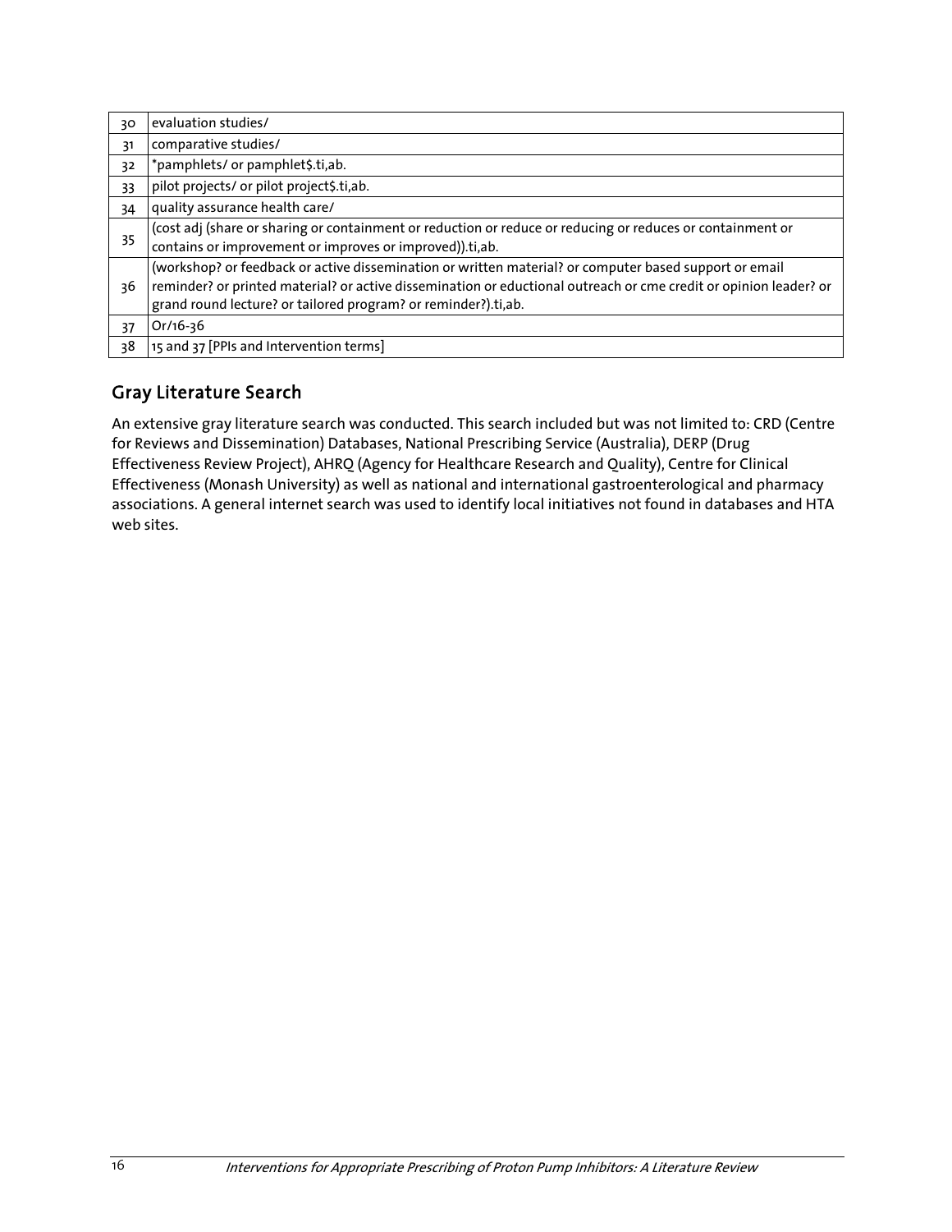| | |
|---|---|
| 30 | evaluation studies/ |
| 31 | comparative studies/ |
| 32 | *pamphlets/ or pamphlet$.ti,ab. |
| 33 | pilot projects/ or pilot project$.ti,ab. |
| 34 | quality assurance health care/ |
| 35 | (cost adj (share or sharing or containment or reduction or reduce or reducing or reduces or containment or contains or improvement or improves or improved)).ti,ab. |
| 36 | (workshop? or feedback or active dissemination or written material? or computer based support or email reminder? or printed material? or active dissemination or eductional outreach or cme credit or opinion leader? or grand round lecture? or tailored program? or reminder?).ti,ab. |
| 37 | Or/16-36 |
| 38 | 15 and 37 [PPIs and Intervention terms] |

## Gray Literature Search

An extensive gray literature search was conducted. This search included but was not limited to: CRD (Centre for Reviews and Dissemination) Databases, National Prescribing Service (Australia), DERP (Drug Effectiveness Review Project), AHRQ (Agency for Healthcare Research and Quality), Centre for Clinical Effectiveness (Monash University) as well as national and international gastroenterological and pharmacy associations. A general internet search was used to identify local initiatives not found in databases and HTA web sites.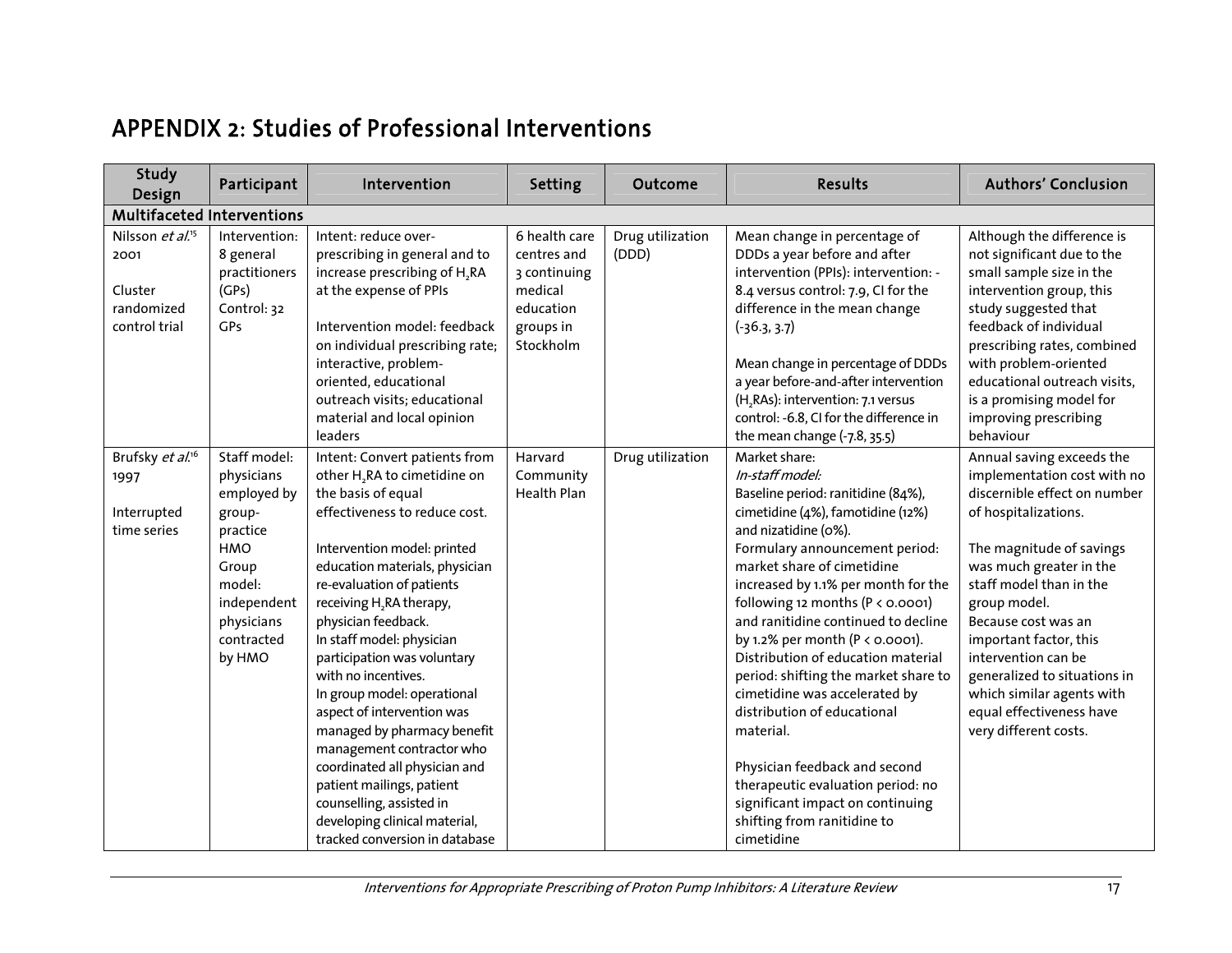## APPENDIX 2: Studies of Professional Interventions

| Study Design | Participant | Intervention | Setting | Outcome | Results | Authors' Conclusion |
|---|---|---|---|---|---|---|
| **Multifaceted Interventions** | | | | | | |
| Nilsson *et al.*[15] 2001<br><br>Cluster randomized control trial | Intervention: 8 general practitioners (GPs)<br>Control: 32 GPs | Intent: reduce over-prescribing in general and to increase prescribing of $H_2$RA at the expense of PPIs<br><br>Intervention model: feedback on individual prescribing rate; interactive, problem-oriented, educational outreach visits; educational material and local opinion leaders | 6 health care centres and 3 continuing medical education groups in Stockholm | Drug utilization (DDD) | Mean change in percentage of DDDs a year before and after intervention (PPIs): intervention: -8.4 versus control: 7.9, CI for the difference in the mean change (-36.3, 3.7)<br><br>Mean change in percentage of DDDs a year before-and-after intervention ($H_2$RAs): intervention: 7.1 versus control: -6.8, CI for the difference in the mean change (-7.8, 35.5) | Although the difference is not significant due to the small sample size in the intervention group, this study suggested that feedback of individual prescribing rates, combined with problem-oriented educational outreach visits, is a promising model for improving prescribing behaviour |
| Brufsky *et al.*[16] 1997<br><br>Interrupted time series | Staff model: physicians employed by group-practice HMO<br>Group model: independent physicians contracted by HMO | Intent: Convert patients from other $H_2$RA to cimetidine on the basis of equal effectiveness to reduce cost.<br><br>Intervention model: printed education materials, physician re-evaluation of patients receiving $H_2$RA therapy, physician feedback.<br>In staff model: physician participation was voluntary with no incentives.<br>In group model: operational aspect of intervention was managed by pharmacy benefit management contractor who coordinated all physician and patient mailings, patient counselling, assisted in developing clinical material, tracked conversion in database | Harvard Community Health Plan | Drug utilization | Market share:<br>*In-staff model:*<br>Baseline period: ranitidine (84%), cimetidine (4%), famotidine (12%) and nizatidine (0%).<br>Formulary announcement period: market share of cimetidine increased by 1.1% per month for the following 12 months ($P < 0.0001$) and ranitidine continued to decline by 1.2% per month ($P < 0.0001$).<br>Distribution of education material period: shifting the market share to cimetidine was accelerated by distribution of educational material.<br><br>Physician feedback and second therapeutic evaluation period: no significant impact on continuing shifting from ranitidine to cimetidine | Annual saving exceeds the implementation cost with no discernible effect on number of hospitalizations.<br><br>The magnitude of savings was much greater in the staff model than in the group model.<br>Because cost was an important factor, this intervention can be generalized to situations in which similar agents with equal effectiveness have very different costs. |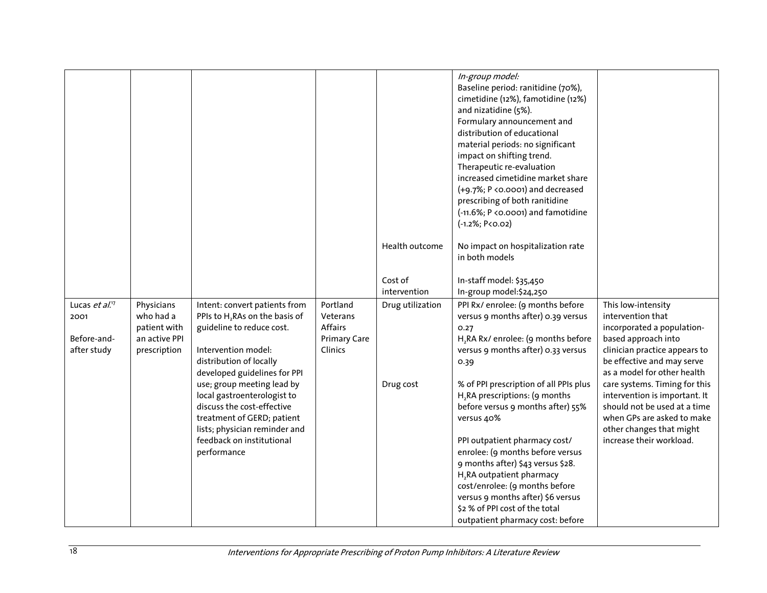| | | | | | | |
|---|---|---|---|---|---|---|
| | | | | | *In-group model:*<br>Baseline period: ranitidine (70%), cimetidine (12%), famotidine (12%) and nizatidine (5%).<br>Formulary announcement and distribution of educational material periods: no significant impact on shifting trend.<br>Therapeutic re-evaluation increased cimetidine market share (+9.7%; $P < 0.0001$) and decreased prescribing of both ranitidine (-11.6%; $P < 0.0001$) and famotidine (-1.2%; $P < 0.02$) | |
| | | | | Health outcome | No impact on hospitalization rate in both models | |
| | | | | Cost of intervention | In-staff model: $35,450<br>In-group model:$24,250 | |
| Lucas *et al.*[17] 2001<br><br>Before-and-after study | Physicians who had a patient with an active PPI prescription | Intent: convert patients from PPIs to $H_2$RAs on the basis of guideline to reduce cost.<br><br>Intervention model: distribution of locally developed guidelines for PPI use; group meeting lead by local gastroenterologist to discuss the cost-effective treatment of GERD; patient lists; physician reminder and feedback on institutional performance | Portland Veterans Affairs Primary Care Clinics | Drug utilization<br><br><br><br><br><br>Drug cost | PPI Rx/ enrolee: (9 months before versus 9 months after) 0.39 versus 0.27<br>$H_2$RA Rx/ enrolee: (9 months before versus 9 months after) 0.33 versus 0.39<br><br>% of PPI prescription of all PPIs plus $H_2$RA prescriptions: (9 months before versus 9 months after) 55% versus 40%<br><br>PPI outpatient pharmacy cost/ enrolee: (9 months before versus 9 months after) $43 versus $28.<br>$H_2$RA outpatient pharmacy cost/enrolee: (9 months before versus 9 months after) $6 versus $2 % of PPI cost of the total outpatient pharmacy cost: before | This low-intensity intervention that incorporated a population-based approach into clinician practice appears to be effective and may serve as a model for other health care systems. Timing for this intervention is important. It should not be used at a time when GPs are asked to make other changes that might increase their workload. |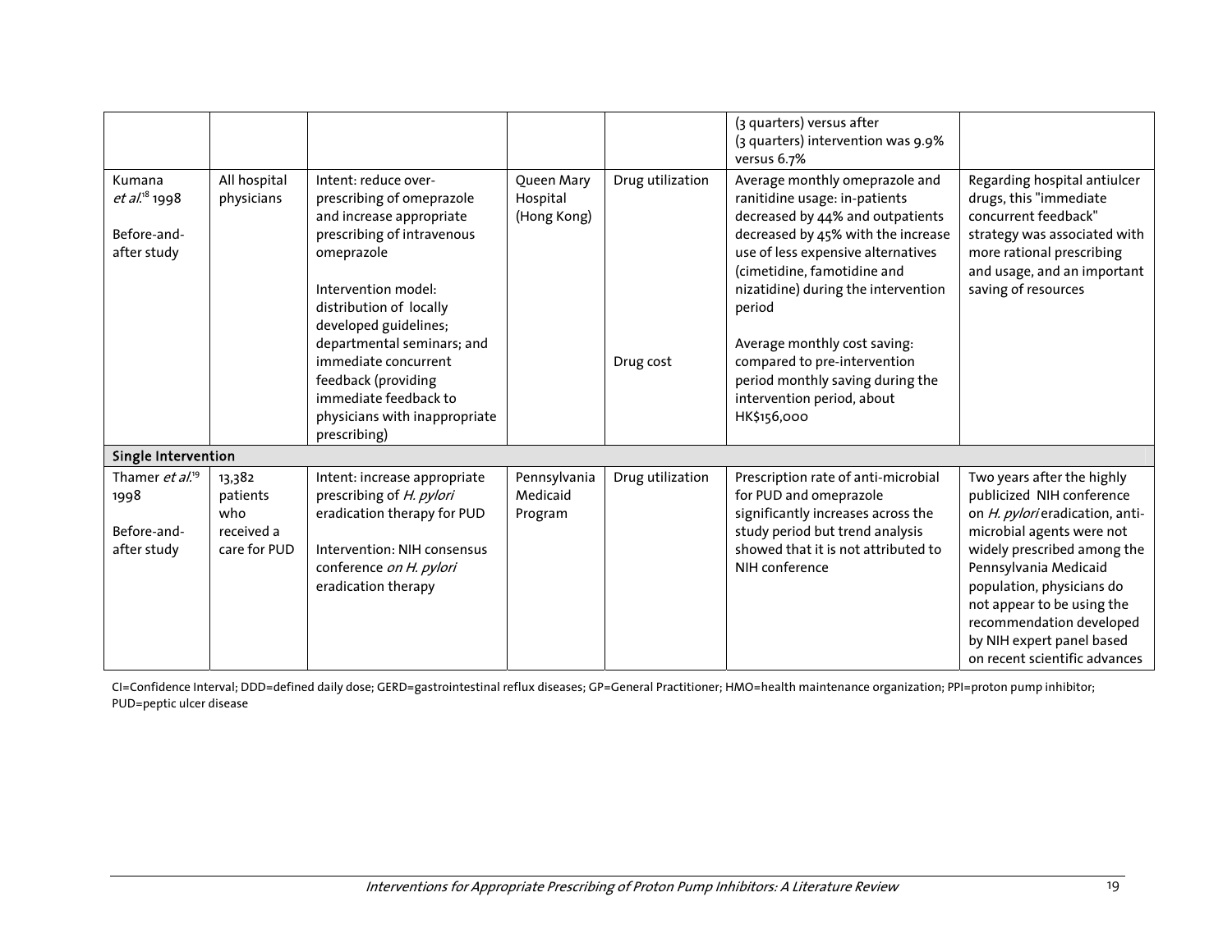| | | | | | (3 quarters) versus after (3 quarters) intervention was 9.9% versus 6.7% | |
|---|---|---|---|---|---|---|
| Kumana *et al.*[18] 1998<br><br>Before-and-after study | All hospital physicians | Intent: reduce over-prescribing of omeprazole and increase appropriate prescribing of intravenous omeprazole<br><br>Intervention model: distribution of locally developed guidelines; departmental seminars; and immediate concurrent feedback (providing immediate feedback to physicians with inappropriate prescribing) | Queen Mary Hospital (Hong Kong) | Drug utilization<br><br><br><br><br><br><br><br>Drug cost | Average monthly omeprazole and ranitidine usage: in-patients decreased by 44% and outpatients decreased by 45% with the increase use of less expensive alternatives (cimetidine, famotidine and nizatidine) during the intervention period<br><br>Average monthly cost saving: compared to pre-intervention period monthly saving during the intervention period, about HK$156,000 | Regarding hospital antiulcer drugs, this "immediate concurrent feedback" strategy was associated with more rational prescribing and usage, and an important saving of resources |
| **Single Intervention** | | | | | | |
| Thamer *et al.*[19] 1998<br><br>Before-and-after study | 13,382 patients who received a care for PUD | Intent: increase appropriate prescribing of *H. pylori* eradication therapy for PUD<br><br>Intervention: NIH consensus conference *on H. pylori* eradication therapy | Pennsylvania Medicaid Program | Drug utilization | Prescription rate of anti-microbial for PUD and omeprazole significantly increases across the study period but trend analysis showed that it is not attributed to NIH conference | Two years after the highly publicized NIH conference on *H. pylori* eradication, anti-microbial agents were not widely prescribed among the Pennsylvania Medicaid population, physicians do not appear to be using the recommendation developed by NIH expert panel based on recent scientific advances |

CI=Confidence Interval; DDD=defined daily dose; GERD=gastrointestinal reflux diseases; GP=General Practitioner; HMO=health maintenance organization; PPI=proton pump inhibitor; PUD=peptic ulcer disease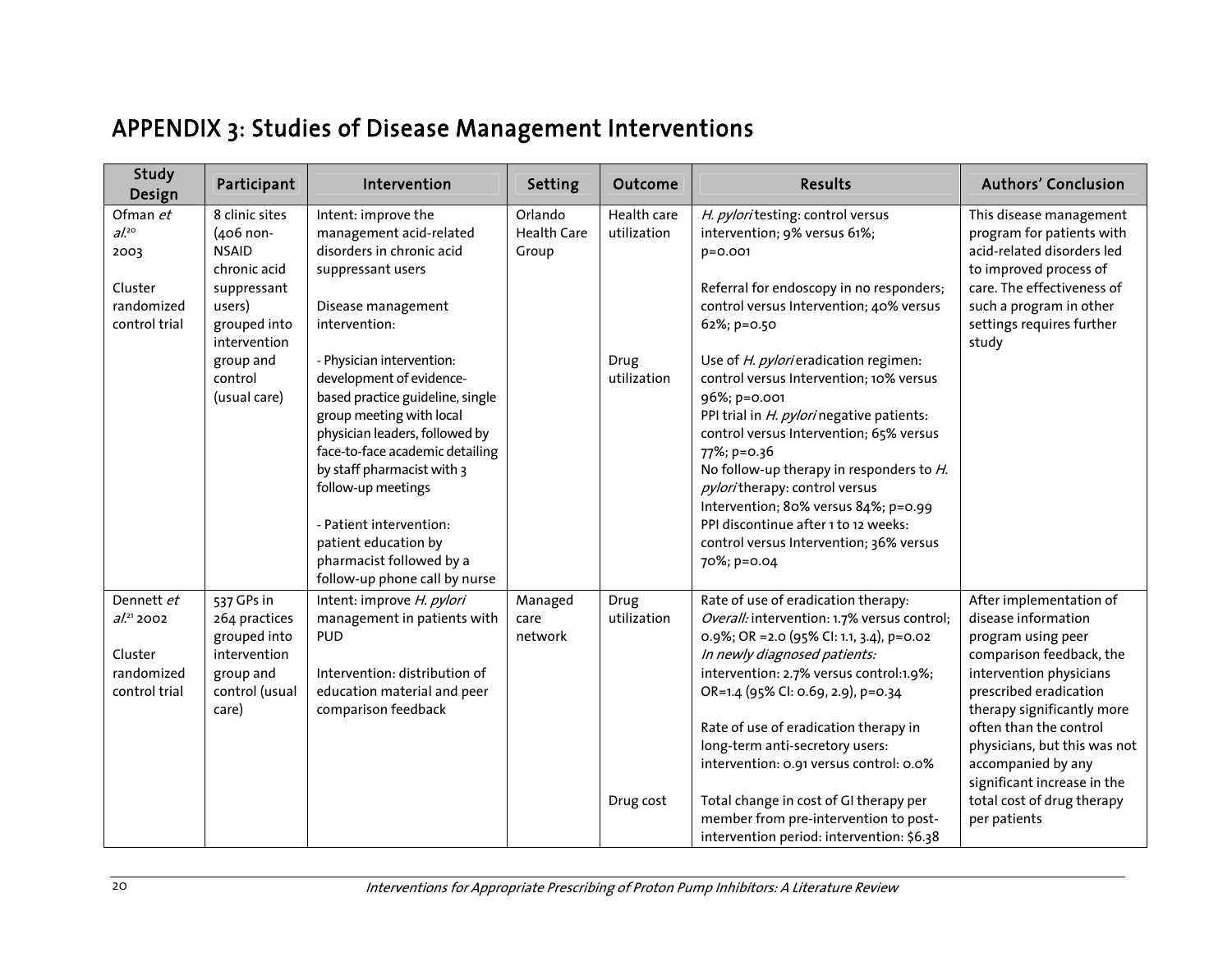# APPENDIX 3: Studies of Disease Management Interventions

| Study Design | Participant | Intervention | Setting | Outcome | Results | Authors' Conclusion |
|---|---|---|---|---|---|---|
| Ofman *et al.*[20] 2003<br><br>Cluster randomized control trial | 8 clinic sites (406 non-NSAID chronic acid suppressant users) grouped into intervention group and control (usual care) | Intent: improve the management acid-related disorders in chronic acid suppressant users<br><br>Disease management intervention:<br><br>- Physician intervention: development of evidence-based practice guideline, single group meeting with local physician leaders, followed by face-to-face academic detailing by staff pharmacist with 3 follow-up meetings<br><br>- Patient intervention: patient education by pharmacist followed by a follow-up phone call by nurse | Orlando Health Care Group | Health care utilization<br><br><br><br><br>Drug utilization | *H. pylori* testing: control versus intervention; 9% versus 61%; p=0.001<br><br>Referral for endoscopy in no responders; control versus Intervention; 40% versus 62%; p=0.50<br><br>Use of *H. pylori* eradication regimen: control versus Intervention; 10% versus 96%; p=0.001<br>PPI trial in *H. pylori* negative patients: control versus Intervention; 65% versus 77%; p=0.36<br>No follow-up therapy in responders to *H. pylori* therapy: control versus Intervention; 80% versus 84%; p=0.99<br>PPI discontinue after 1 to 12 weeks: control versus Intervention; 36% versus 70%; p=0.04 | This disease management program for patients with acid-related disorders led to improved process of care. The effectiveness of such a program in other settings requires further study |
| Dennett *et al.*[21] 2002<br><br>Cluster randomized control trial | 537 GPs in 264 practices grouped into intervention group and control (usual care) | Intent: improve *H. pylori* management in patients with PUD<br><br>Intervention: distribution of education material and peer comparison feedback | Managed care network | Drug utilization<br><br><br><br><br><br><br><br><br><br>Drug cost | Rate of use of eradication therapy:<br>*Overall:* intervention: 1.7% versus control; 0.9%; OR =2.0 (95% CI: 1.1, 3.4), p=0.02<br>*In newly diagnosed patients:* intervention: 2.7% versus control:1.9%; OR=1.4 (95% CI: 0.69, 2.9), p=0.34<br><br>Rate of use of eradication therapy in long-term anti-secretory users: intervention: 0.91 versus control: 0.0%<br><br>Total change in cost of GI therapy per member from pre-intervention to post-intervention period: intervention: $6.38 | After implementation of disease information program using peer comparison feedback, the intervention physicians prescribed eradication therapy significantly more often than the control physicians, but this was not accompanied by any significant increase in the total cost of drug therapy per patients |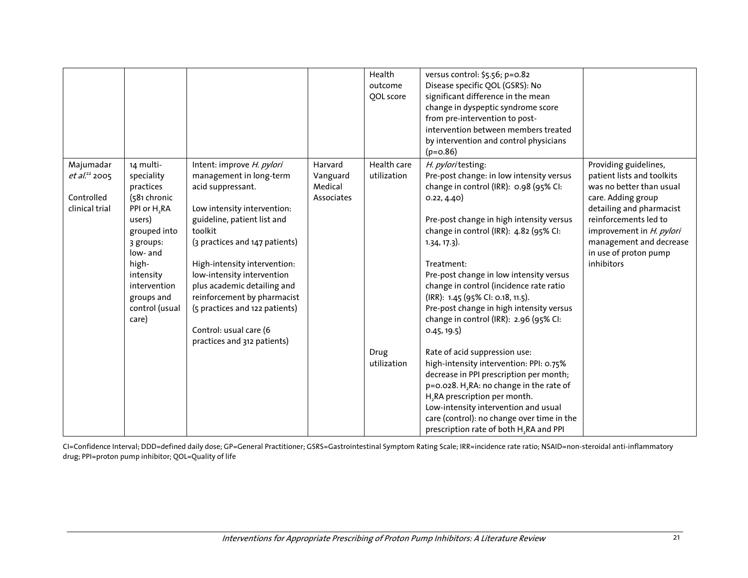| | | | | Health outcome QOL score | versus control: $5.56; p=0.82<br>Disease specific QOL (GSRS): No significant difference in the mean change in dyspeptic syndrome score from pre-intervention to post-intervention between members treated by intervention and control physicians (p=0.86) | |
|---|---|---|---|---|---|---|
| Majumadar *et al.*[22] 2005<br><br>Controlled clinical trial | 14 multi-speciality practices (581 chronic PPI or $H_2$RA users) grouped into 3 groups: low- and high-intensity intervention groups and control (usual care) | Intent: improve *H. pylori* management in long-term acid suppressant.<br><br>Low intensity intervention: guideline, patient list and toolkit (3 practices and 147 patients)<br><br>High-intensity intervention: low-intensity intervention plus academic detailing and reinforcement by pharmacist (5 practices and 122 patients)<br><br>Control: usual care (6 practices and 312 patients) | Harvard Vanguard Medical Associates | Health care utilization<br><br><br><br><br><br><br><br><br><br><br><br><br><br>Drug utilization | *H. pylori* testing:<br>Pre-post change: in low intensity versus change in control (IRR): 0.98 (95% CI: 0.22, 4.40)<br><br>Pre-post change in high intensity versus change in control (IRR): 4.82 (95% CI: 1.34, 17.3).<br><br>Treatment:<br>Pre-post change in low intensity versus change in control (incidence rate ratio (IRR): 1.45 (95% CI: 0.18, 11.5).<br>Pre-post change in high intensity versus change in control (IRR): 2.96 (95% CI: 0.45, 19.5)<br><br>Rate of acid suppression use:<br>high-intensity intervention: PPI: 0.75% decrease in PPI prescription per month; p=0.028. $H_2$RA: no change in the rate of $H_2$RA prescription per month.<br>Low-intensity intervention and usual care (control): no change over time in the prescription rate of both $H_2$RA and PPI | Providing guidelines, patient lists and toolkits was no better than usual care. Adding group detailing and pharmacist reinforcements led to improvement in *H. pylori* management and decrease in use of proton pump inhibitors |

CI=Confidence Interval; DDD=defined daily dose; GP=General Practitioner; GSRS=Gastrointestinal Symptom Rating Scale; IRR=incidence rate ratio; NSAID=non-steroidal anti-inflammatory drug; PPI=proton pump inhibitor; QOL=Quality of life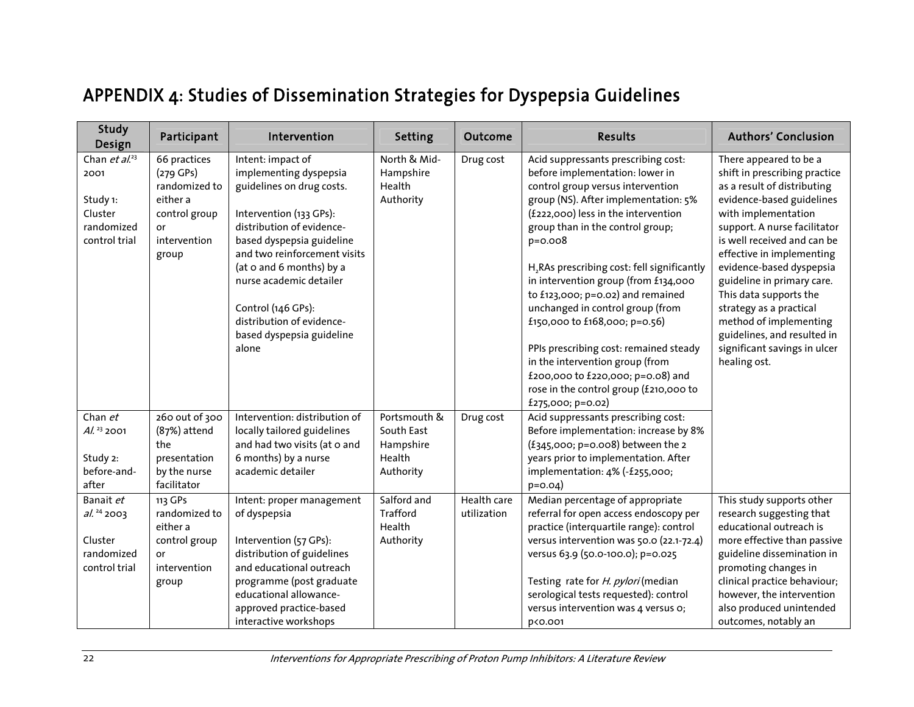# APPENDIX 4: Studies of Dissemination Strategies for Dyspepsia Guidelines

| Study Design | Participant | Intervention | Setting | Outcome | Results | Authors' Conclusion |
|---|---|---|---|---|---|---|
| Chan *et al.*[23] 2001<br><br>Study 1: Cluster randomized control trial | 66 practices (279 GPs) randomized to either a control group or intervention group | Intent: impact of implementing dyspepsia guidelines on drug costs.<br><br>Intervention (133 GPs): distribution of evidence-based dyspepsia guideline and two reinforcement visits (at 0 and 6 months) by a nurse academic detailer<br><br>Control (146 GPs): distribution of evidence-based dyspepsia guideline alone | North & Mid-Hampshire Health Authority | Drug cost | Acid suppressants prescribing cost: before implementation: lower in control group versus intervention group (NS). After implementation: 5% (£222,000) less in the intervention group than in the control group; p=0.008<br><br>$H_2$RAs prescribing cost: fell significantly in intervention group (from £134,000 to £123,000; p=0.02) and remained unchanged in control group (from £150,000 to £168,000; p=0.56)<br><br>PPIs prescribing cost: remained steady in the intervention group (from £200,000 to £220,000; p=0.08) and rose in the control group (£210,000 to £275,000; p=0.02) | There appeared to be a shift in prescribing practice as a result of distributing evidence-based guidelines with implementation support. A nurse facilitator is well received and can be effective in implementing evidence-based dyspepsia guideline in primary care. This data supports the strategy as a practical method of implementing guidelines, and resulted in significant savings in ulcer healing ost. |
| Chan *et Al.*[23] 2001<br><br>Study 2: before-and-after | 260 out of 300 (87%) attend the presentation by the nurse facilitator | Intervention: distribution of locally tailored guidelines and had two visits (at 0 and 6 months) by a nurse academic detailer | Portsmouth & South East Hampshire Health Authority | Drug cost | Acid suppressants prescribing cost: Before implementation: increase by 8% (£345,000; p=0.008) between the 2 years prior to implementation. After implementation: 4% (-£255,000; p=0.04) | |
| Banait *et al.*[24] 2003<br><br>Cluster randomized control trial | 113 GPs randomized to either a control group or intervention group | Intent: proper management of dyspepsia<br><br>Intervention (57 GPs): distribution of guidelines and educational outreach programme (post graduate educational allowance-approved practice-based interactive workshops | Salford and Trafford Health Authority | Health care utilization | Median percentage of appropriate referral for open access endoscopy per practice (interquartile range): control versus intervention was 50.0 (22.1-72.4) versus 63.9 (50.0-100.0); p=0.025<br><br>Testing rate for *H. pylori* (median serological tests requested): control versus intervention was 4 versus 0; p<0.001 | This study supports other research suggesting that educational outreach is more effective than passive guideline dissemination in promoting changes in clinical practice behaviour; however, the intervention also produced unintended outcomes, notably an |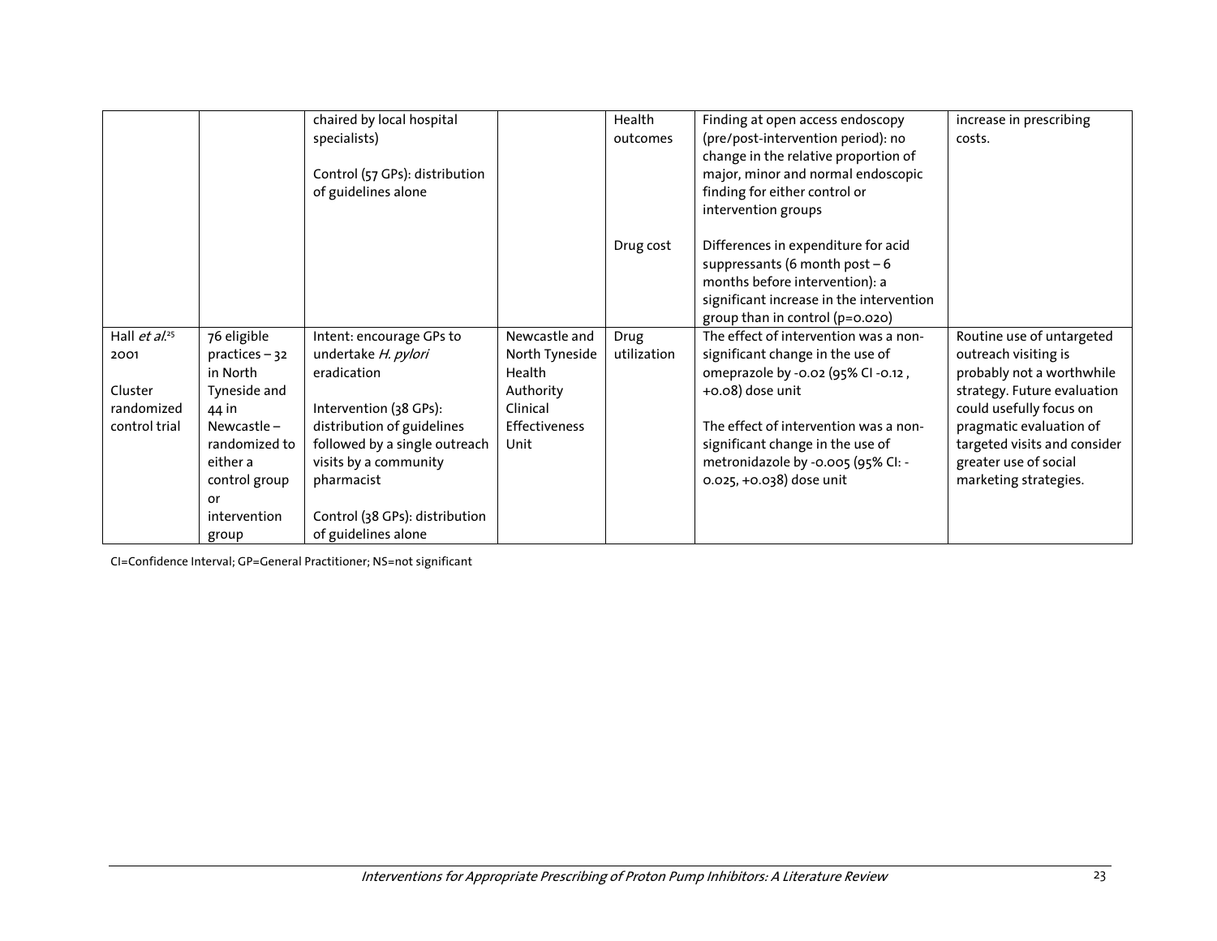| | | | | | | |
|---|---|---|---|---|---|---|
| | | chaired by local hospital specialists)<br><br>Control (57 GPs): distribution of guidelines alone | | Health outcomes | Finding at open access endoscopy (pre/post-intervention period): no change in the relative proportion of major, minor and normal endoscopic finding for either control or intervention groups | increase in prescribing costs. |
| | | | | Drug cost | Differences in expenditure for acid suppressants (6 month post – 6 months before intervention): a significant increase in the intervention group than in control (p=0.020) | |
| Hall *et al.*[25] 2001<br><br>Cluster randomized control trial | 76 eligible practices – 32 in North Tyneside and 44 in Newcastle – randomized to either a control group or intervention group | Intent: encourage GPs to undertake *H. pylori* eradication<br><br>Intervention (38 GPs): distribution of guidelines followed by a single outreach visits by a community pharmacist<br><br>Control (38 GPs): distribution of guidelines alone | Newcastle and North Tyneside Health Authority Clinical Effectiveness Unit | Drug utilization | The effect of intervention was a non-significant change in the use of omeprazole by -0.02 (95% CI -0.12 , +0.08) dose unit<br><br>The effect of intervention was a non-significant change in the use of metronidazole by -0.005 (95% CI: -0.025, +0.038) dose unit | Routine use of untargeted outreach visiting is probably not a worthwhile strategy. Future evaluation could usefully focus on pragmatic evaluation of targeted visits and consider greater use of social marketing strategies. |

CI=Confidence Interval; GP=General Practitioner; NS=not significant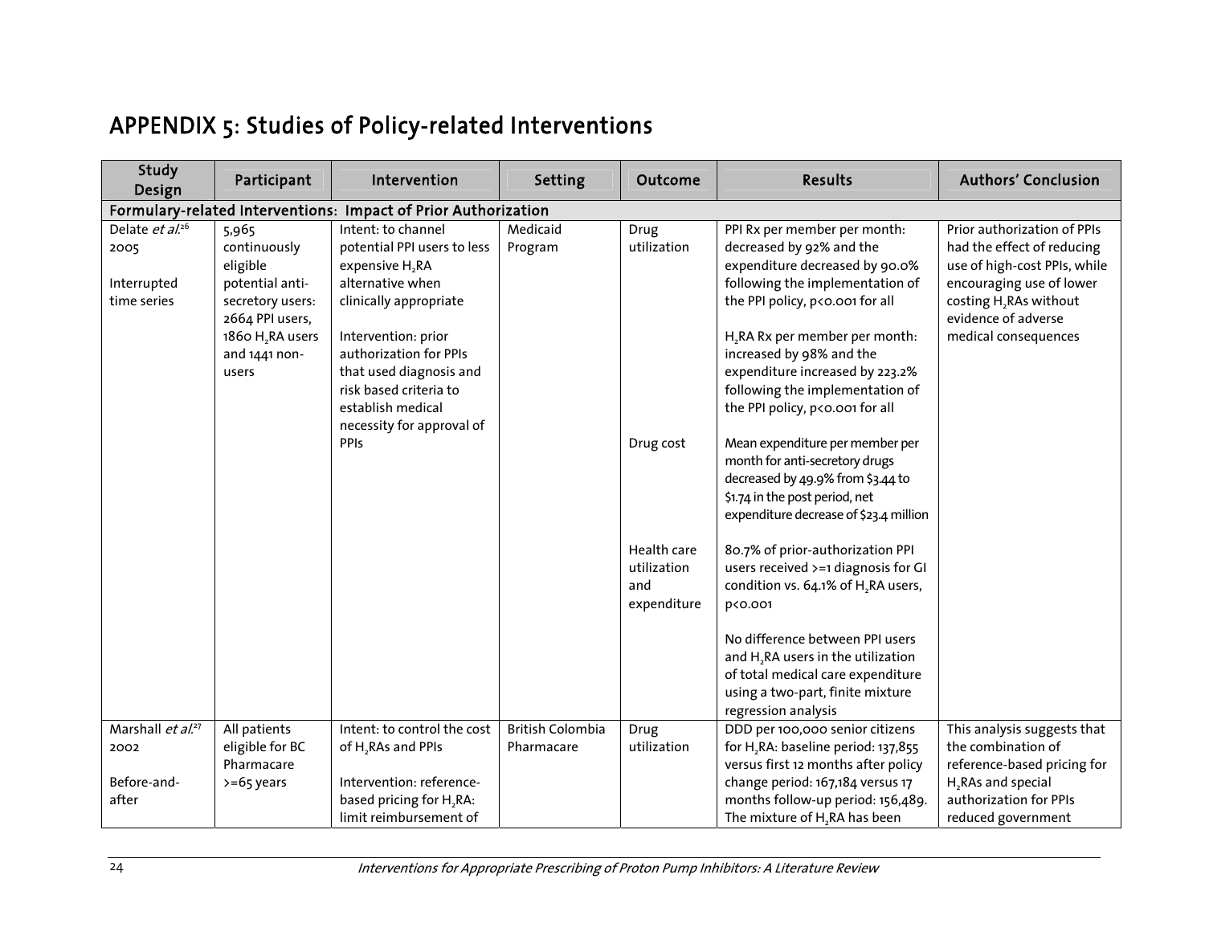# APPENDIX 5: Studies of Policy-related Interventions

| Study Design | Participant | Intervention | Setting | Outcome | Results | Authors' Conclusion |
|---|---|---|---|---|---|---|
| **Formulary-related Interventions: Impact of Prior Authorization** | | | | | | |
| Delate *et al.*[26] 2005<br><br>Interrupted time series | 5,965 continuously eligible potential anti-secretory users: 2664 PPI users, 1860 $H_2RA$ users and 1441 non-users | Intent: to channel potential PPI users to less expensive $H_2RA$ alternative when clinically appropriate<br><br>Intervention: prior authorization for PPIs that used diagnosis and risk based criteria to establish medical necessity for approval of PPIs | Medicaid Program | Drug utilization | PPI Rx per member per month: decreased by 92% and the expenditure decreased by 90.0% following the implementation of the PPI policy, $p<0.001$ for all<br><br>$H_2RA$ Rx per member per month: increased by 98% and the expenditure increased by 223.2% following the implementation of the PPI policy, $p<0.001$ for all | Prior authorization of PPIs had the effect of reducing use of high-cost PPIs, while encouraging use of lower costing $H_2RAs$ without evidence of adverse medical consequences |
| | | | | Drug cost | Mean expenditure per member per month for anti-secretory drugs decreased by 49.9% from $3.44 to $1.74 in the post period, net expenditure decrease of $23.4 million | |
| | | | | Health care utilization and expenditure | 80.7% of prior-authorization PPI users received >=1 diagnosis for GI condition vs. 64.1% of $H_2RA$ users, $p<0.001$<br><br>No difference between PPI users and $H_2RA$ users in the utilization of total medical care expenditure using a two-part, finite mixture regression analysis | |
| Marshall *et al.*[27] 2002<br><br>Before-and-after | All patients eligible for BC Pharmacare >=65 years | Intent: to control the cost of $H_2RAs$ and PPIs<br><br>Intervention: reference-based pricing for $H_2RA$: limit reimbursement of | British Colombia Pharmacare | Drug utilization | DDD per 100,000 senior citizens for $H_2RA$: baseline period: 137,855 versus first 12 months after policy change period: 167,184 versus 17 months follow-up period: 156,489. The mixture of $H_2RA$ has been | This analysis suggests that the combination of reference-based pricing for $H_2RAs$ and special authorization for PPIs reduced government |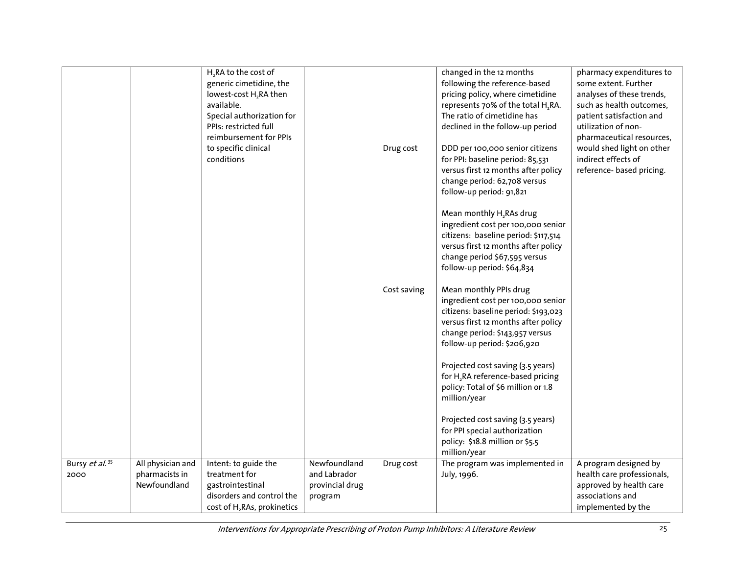| | | | | | | |
|---|---|---|---|---|---|---|
| | | $H_2RA$ to the cost of generic cimetidine, the lowest-cost $H_2RA$ then available.<br>Special authorization for PPIs: restricted full reimbursement for PPIs to specific clinical conditions | | Drug cost<br><br><br><br><br><br>Cost saving | changed in the 12 months following the reference-based pricing policy, where cimetidine represents 70% of the total $H_2RA$. The ratio of cimetidine has declined in the follow-up period<br><br>DDD per 100,000 senior citizens for PPI: baseline period: 85,531 versus first 12 months after policy change period: 62,708 versus follow-up period: 91,821<br><br>Mean monthly $H_2RAs$ drug ingredient cost per 100,000 senior citizens: baseline period: $117,514 versus first 12 months after policy change period $67,595 versus follow-up period: $64,834<br><br>Mean monthly PPIs drug ingredient cost per 100,000 senior citizens: baseline period: $193,023 versus first 12 months after policy change period: $143,957 versus follow-up period: $206,920<br><br>Projected cost saving (3.5 years) for $H_2RA$ reference-based pricing policy: Total of $6 million or 1.8 million/year<br><br>Projected cost saving (3.5 years) for PPI special authorization policy: $18.8 million or $5.5 million/year | pharmacy expenditures to some extent. Further analyses of these trends, such as health outcomes, patient satisfaction and utilization of non-pharmaceutical resources, would shed light on other indirect effects of reference- based pricing. |
| Bursy *et al.*[35] 2000 | All physician and pharmacists in Newfoundland | Intent: to guide the treatment for gastrointestinal disorders and control the cost of $H_2RAs$, prokinetics | Newfoundland and Labrador provincial drug program | Drug cost | The program was implemented in July, 1996. | A program designed by health care professionals, approved by health care associations and implemented by the |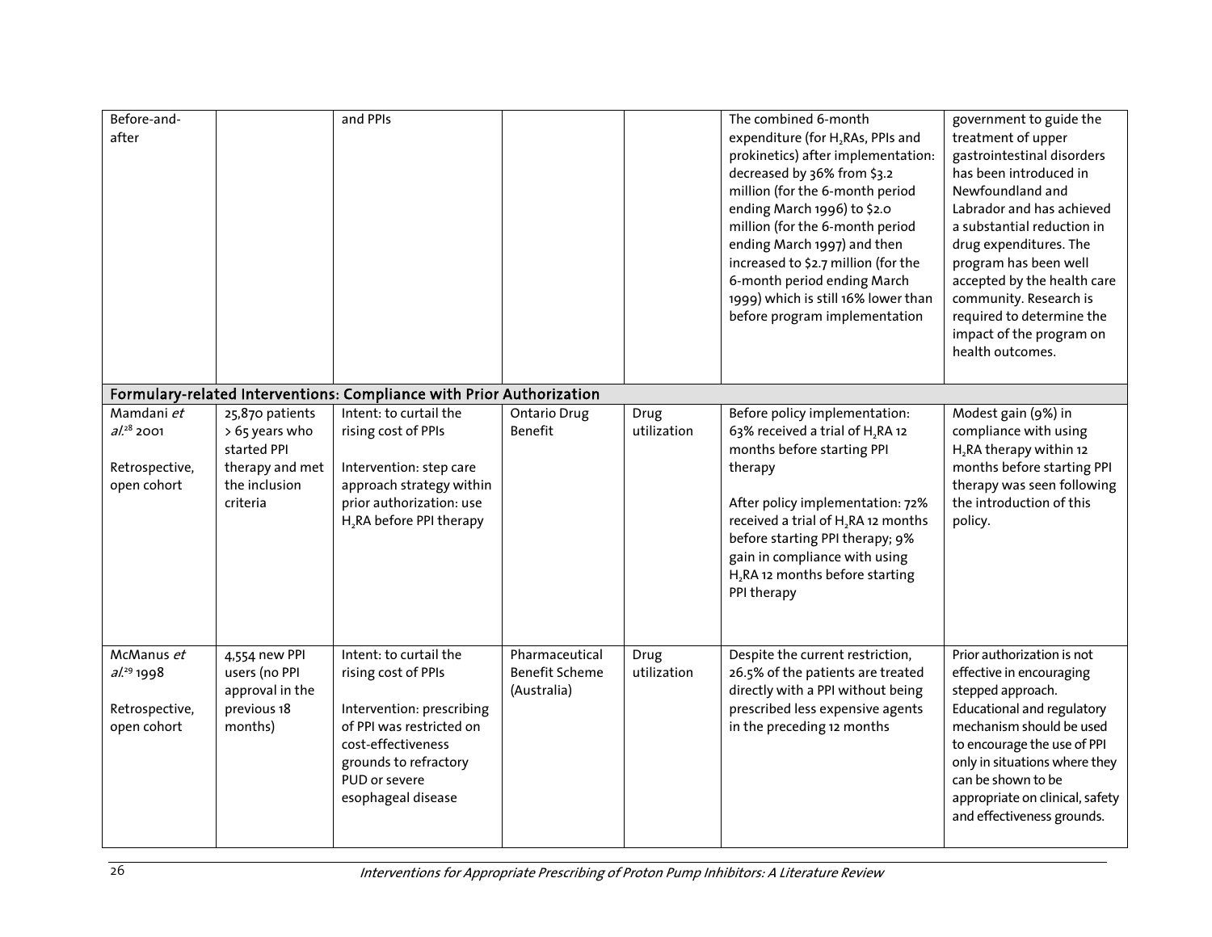| | | | | | | |
|---|---|---|---|---|---|---|
| Before-and-after | | and PPIs | | | The combined 6-month expenditure (for $H_2$RAs, PPIs and prokinetics) after implementation: decreased by 36% from $3.2 million (for the 6-month period ending March 1996) to $2.0 million (for the 6-month period ending March 1997) and then increased to $2.7 million (for the 6-month period ending March 1999) which is still 16% lower than before program implementation | government to guide the treatment of upper gastrointestinal disorders has been introduced in Newfoundland and Labrador and has achieved a substantial reduction in drug expenditures. The program has been well accepted by the health care community. Research is required to determine the impact of the program on health outcomes. |
| **Formulary-related Interventions: Compliance with Prior Authorization** | | | | | | |
| Mamdani *et al.*[28] 2001<br><br>Retrospective, open cohort | 25,870 patients > 65 years who started PPI therapy and met the inclusion criteria | Intent: to curtail the rising cost of PPIs<br><br>Intervention: step care approach strategy within prior authorization: use $H_2$RA before PPI therapy | Ontario Drug Benefit | Drug utilization | Before policy implementation: 63% received a trial of $H_2$RA 12 months before starting PPI therapy<br><br>After policy implementation: 72% received a trial of $H_2$RA 12 months before starting PPI therapy; 9% gain in compliance with using $H_2$RA 12 months before starting PPI therapy | Modest gain (9%) in compliance with using $H_2$RA therapy within 12 months before starting PPI therapy was seen following the introduction of this policy. |
| McManus *et al.*[29] 1998<br><br>Retrospective, open cohort | 4,554 new PPI users (no PPI approval in the previous 18 months) | Intent: to curtail the rising cost of PPIs<br><br>Intervention: prescribing of PPI was restricted on cost-effectiveness grounds to refractory PUD or severe esophageal disease | Pharmaceutical Benefit Scheme (Australia) | Drug utilization | Despite the current restriction, 26.5% of the patients are treated directly with a PPI without being prescribed less expensive agents in the preceding 12 months | Prior authorization is not effective in encouraging stepped approach. Educational and regulatory mechanism should be used to encourage the use of PPI only in situations where they can be shown to be appropriate on clinical, safety and effectiveness grounds. |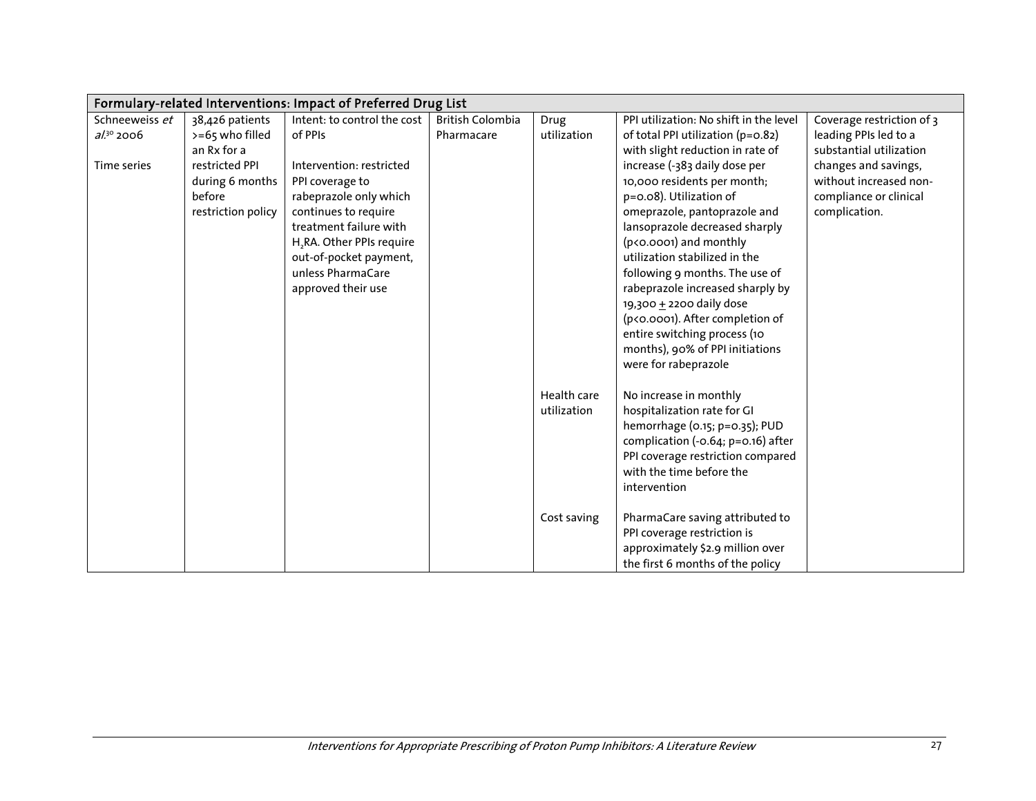| Formulary-related Interventions: Impact of Preferred Drug List | | | | | | |
|---|---|---|---|---|---|---|
| Schneeweiss *et al.*[30] 2006<br><br>Time series | 38,426 patients >=65 who filled an Rx for a restricted PPI during 6 months before restriction policy | Intent: to control the cost of PPIs<br><br>Intervention: restricted PPI coverage to rabeprazole only which continues to require treatment failure with $H_2$RA. Other PPIs require out-of-pocket payment, unless PharmaCare approved their use | British Colombia Pharmacare | Drug utilization | PPI utilization: No shift in the level of total PPI utilization (p=0.82) with slight reduction in rate of increase (-383 daily dose per 10,000 residents per month; p=0.08). Utilization of omeprazole, pantoprazole and lansoprazole decreased sharply (p<0.0001) and monthly utilization stabilized in the following 9 months. The use of rabeprazole increased sharply by 19,300 ± 2200 daily dose (p<0.0001). After completion of entire switching process (10 months), 90% of PPI initiations were for rabeprazole | Coverage restriction of 3 leading PPIs led to a substantial utilization changes and savings, without increased non-compliance or clinical complication. |
| | | | | Health care utilization | No increase in monthly hospitalization rate for GI hemorrhage (0.15; p=0.35); PUD complication (-0.64; p=0.16) after PPI coverage restriction compared with the time before the intervention | |
| | | | | Cost saving | PharmaCare saving attributed to PPI coverage restriction is approximately $2.9 million over the first 6 months of the policy | |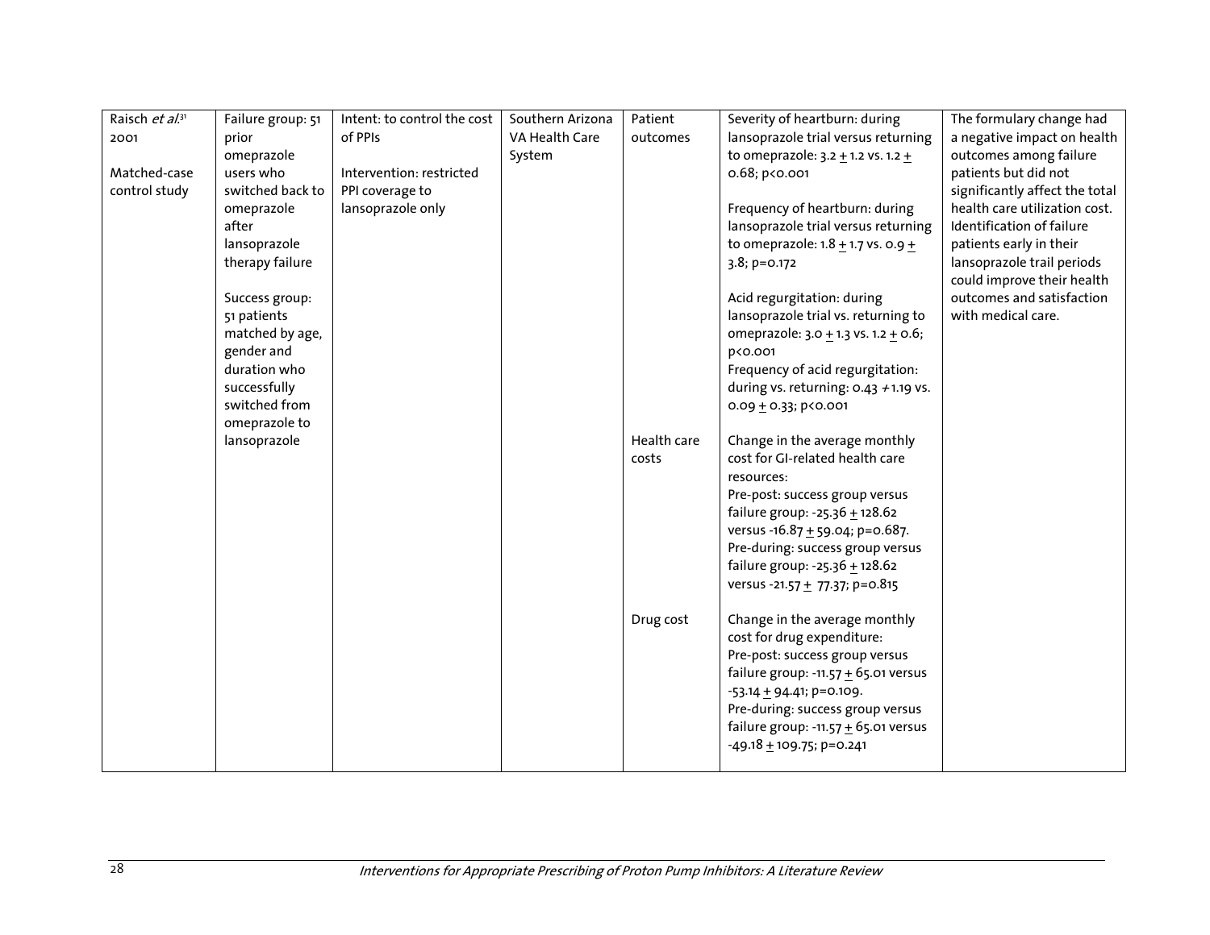| | | | | | | |
|---|---|---|---|---|---|---|
| Raisch *et al.*[31] 2001<br><br>Matched-case control study | Failure group: 51 prior omeprazole users who switched back to omeprazole after lansoprazole therapy failure<br><br>Success group: 51 patients matched by age, gender and duration who successfully switched from omeprazole to lansoprazole | Intent: to control the cost of PPIs<br><br>Intervention: restricted PPI coverage to lansoprazole only | Southern Arizona VA Health Care System | Patient outcomes | Severity of heartburn: during lansoprazole trial versus returning to omeprazole: 3.2 ± 1.2 vs. 1.2 ± 0.68; p<0.001<br><br>Frequency of heartburn: during lansoprazole trial versus returning to omeprazole: 1.8 ± 1.7 vs. 0.9 ± 3.8; p=0.172<br><br>Acid regurgitation: during lansoprazole trial vs. returning to omeprazole: 3.0 ± 1.3 vs. 1.2 ± 0.6; p<0.001<br>Frequency of acid regurgitation: during vs. returning: 0.43 + 1.19 vs. 0.09 ± 0.33; p<0.001 | The formulary change had a negative impact on health outcomes among failure patients but did not significantly affect the total health care utilization cost. Identification of failure patients early in their lansoprazole trail periods could improve their health outcomes and satisfaction with medical care. |
| | | | | Health care costs | Change in the average monthly cost for GI-related health care resources:<br>Pre-post: success group versus failure group: -25.36 ± 128.62 versus -16.87 ± 59.04; p=0.687.<br>Pre-during: success group versus failure group: -25.36 ± 128.62 versus -21.57 ± 77.37; p=0.815 | |
| | | | | Drug cost | Change in the average monthly cost for drug expenditure:<br>Pre-post: success group versus failure group: -11.57 ± 65.01 versus -53.14 ± 94.41; p=0.109.<br>Pre-during: success group versus failure group: -11.57 ± 65.01 versus -49.18 ± 109.75; p=0.241 | |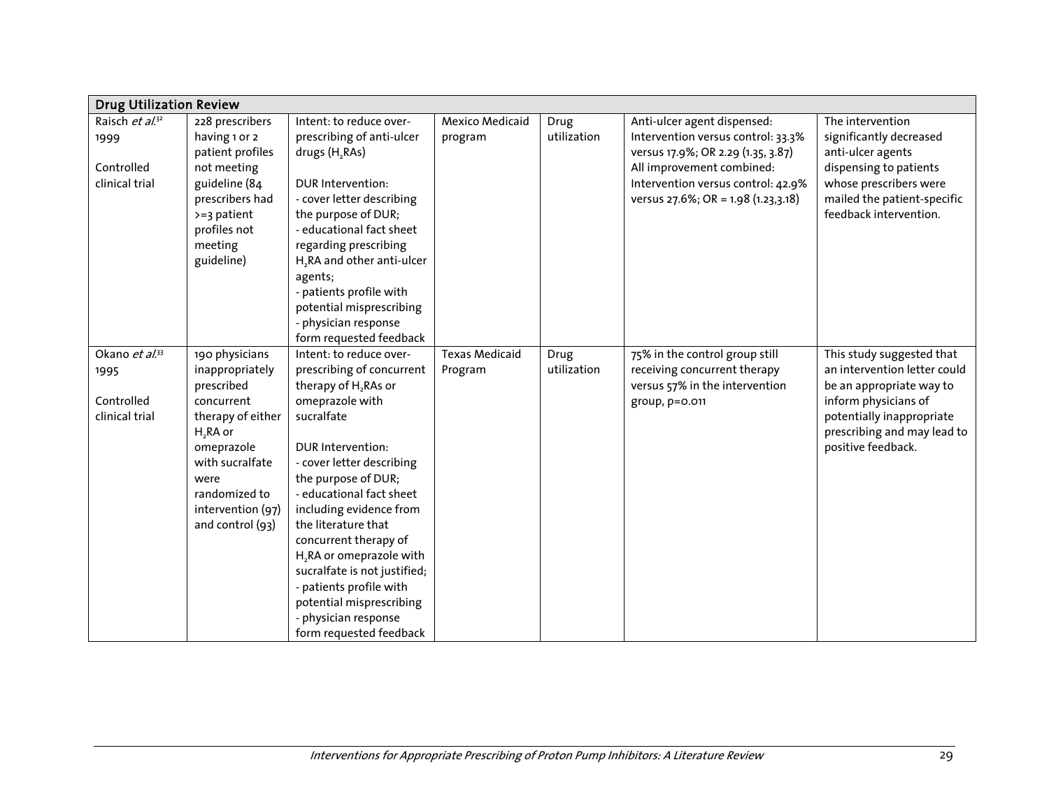| Drug Utilization Review | | | | | | |
|---|---|---|---|---|---|---|
| Raisch *et al.*[32] 1999<br><br>Controlled clinical trial | 228 prescribers having 1 or 2 patient profiles not meeting guideline (84 prescribers had >=3 patient profiles not meeting guideline) | Intent: to reduce over-prescribing of anti-ulcer drugs ($H_2$RAs)<br><br>DUR Intervention:<br>- cover letter describing the purpose of DUR;<br>- educational fact sheet regarding prescribing $H_2$RA and other anti-ulcer agents;<br>- patients profile with potential misprescribing<br>- physician response form requested feedback | Mexico Medicaid program | Drug utilization | Anti-ulcer agent dispensed: Intervention versus control: 33.3% versus 17.9%; OR 2.29 (1.35, 3.87)<br>All improvement combined: Intervention versus control: 42.9% versus 27.6%; OR = 1.98 (1.23,3.18) | The intervention significantly decreased anti-ulcer agents dispensing to patients whose prescribers were mailed the patient-specific feedback intervention. |
| Okano *et al.*[33] 1995<br><br>Controlled clinical trial | 190 physicians inappropriately prescribed concurrent therapy of either $H_2$RA or omeprazole with sucralfate were randomized to intervention (97) and control (93) | Intent: to reduce over-prescribing of concurrent therapy of $H_2$RAs or omeprazole with sucralfate<br><br>DUR Intervention:<br>- cover letter describing the purpose of DUR;<br>- educational fact sheet including evidence from the literature that concurrent therapy of $H_2$RA or omeprazole with sucralfate is not justified;<br>- patients profile with potential misprescribing<br>- physician response form requested feedback | Texas Medicaid Program | Drug utilization | 75% in the control group still receiving concurrent therapy versus 57% in the intervention group, $p=0.011$ | This study suggested that an intervention letter could be an appropriate way to inform physicians of potentially inappropriate prescribing and may lead to positive feedback. |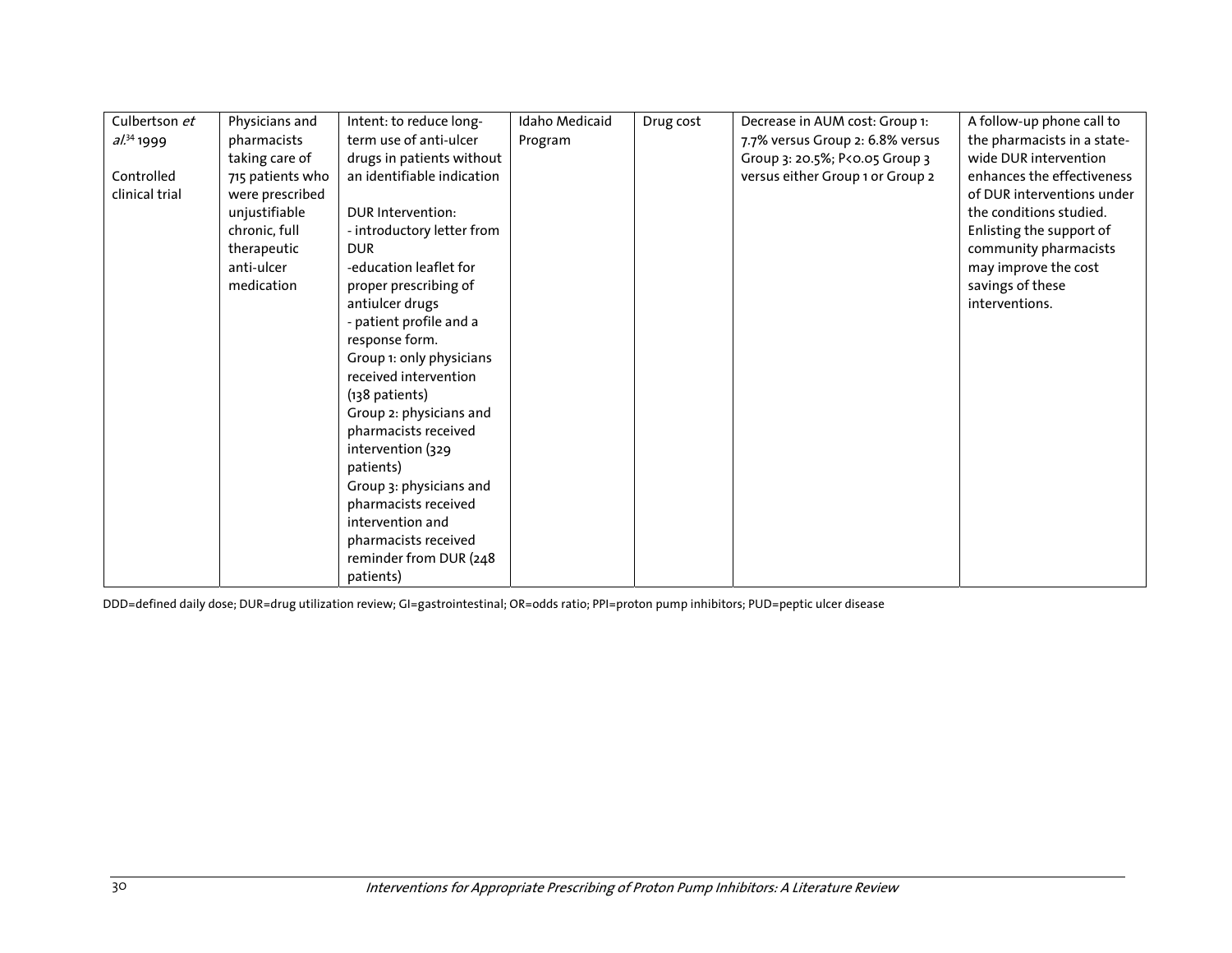| | | | | | | |
|---|---|---|---|---|---|---|
| Culbertson *et al.*[34] 1999<br><br>Controlled clinical trial | Physicians and pharmacists taking care of 715 patients who were prescribed unjustifiable chronic, full therapeutic anti-ulcer medication | Intent: to reduce long-term use of anti-ulcer drugs in patients without an identifiable indication<br><br>DUR Intervention:<br>- introductory letter from DUR<br>-education leaflet for proper prescribing of antiulcer drugs<br>- patient profile and a response form.<br>Group 1: only physicians received intervention (138 patients)<br>Group 2: physicians and pharmacists received intervention (329 patients)<br>Group 3: physicians and pharmacists received intervention and pharmacists received reminder from DUR (248 patients) | Idaho Medicaid Program | Drug cost | Decrease in AUM cost: Group 1: 7.7% versus Group 2: 6.8% versus Group 3: 20.5%; $P<0.05$ Group 3 versus either Group 1 or Group 2 | A follow-up phone call to the pharmacists in a state-wide DUR intervention enhances the effectiveness of DUR interventions under the conditions studied. Enlisting the support of community pharmacists may improve the cost savings of these interventions. |

DDD=defined daily dose; DUR=drug utilization review; GI=gastrointestinal; OR=odds ratio; PPI=proton pump inhibitors; PUD=peptic ulcer disease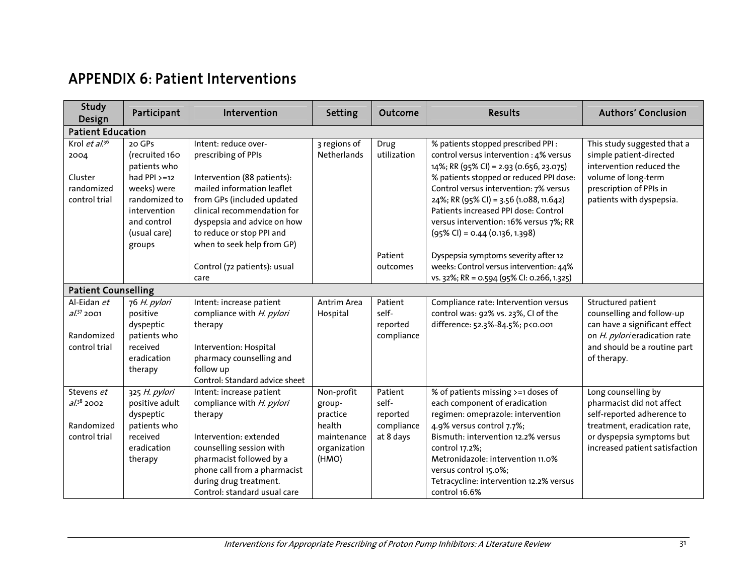# APPENDIX 6: Patient Interventions

| Study Design | Participant | Intervention | Setting | Outcome | Results | Authors' Conclusion |
|---|---|---|---|---|---|---|
| **Patient Education** | | | | | | |
| Krol *et al.*[36] 2004<br><br>Cluster randomized control trial | 20 GPs (recruited 160 patients who had PPI >=12 weeks) were randomized to intervention and control (usual care) groups | Intent: reduce over-prescribing of PPIs<br><br>Intervention (88 patients): mailed information leaflet from GPs (included updated clinical recommendation for dyspepsia and advice on how to reduce or stop PPI and when to seek help from GP)<br><br>Control (72 patients): usual care | 3 regions of Netherlands | Drug utilization<br><br>Patient outcomes | % patients stopped prescribed PPI : control versus intervention : 4% versus 14%; RR (95% CI) = 2.93 (0.656, 23.075)<br>% patients stopped or reduced PPI dose: Control versus intervention: 7% versus 24%; RR (95% CI) = 3.56 (1.088, 11.642)<br>Patients increased PPI dose: Control versus intervention: 16% versus 7%; RR (95% CI) = 0.44 (0.136, 1.398)<br><br>Dyspepsia symptoms severity after 12 weeks: Control versus intervention: 44% vs. 32%; RR = 0.594 (95% CI: 0.266, 1.325) | This study suggested that a simple patient-directed intervention reduced the volume of long-term prescription of PPIs in patients with dyspepsia. |
| **Patient Counselling** | | | | | | |
| Al-Eidan *et al.*[37] 2001<br><br>Randomized control trial | 76 *H. pylori* positive dyspeptic patients who received eradication therapy | Intent: increase patient compliance with *H. pylori* therapy<br><br>Intervention: Hospital pharmacy counselling and follow up<br>Control: Standard advice sheet | Antrim Area Hospital | Patient self-reported compliance | Compliance rate: Intervention versus control was: 92% vs. 23%, CI of the difference: 52.3%-84.5%; p<0.001 | Structured patient counselling and follow-up can have a significant effect on *H. pylori* eradication rate and should be a routine part of therapy. |
| Stevens *et al.*[38] 2002<br><br>Randomized control trial | 325 *H. pylori* positive adult dyspeptic patients who received eradication therapy | Intent: increase patient compliance with *H. pylori* therapy<br><br>Intervention: extended counselling session with pharmacist followed by a phone call from a pharmacist during drug treatment.<br>Control: standard usual care | Non-profit group-practice health maintenance organization (HMO) | Patient self-reported compliance at 8 days | % of patients missing >=1 doses of each component of eradication regimen: omeprazole: intervention 4.9% versus control 7.7%;<br>Bismuth: intervention 12.2% versus control 17.2%;<br>Metronidazole: intervention 11.0% versus control 15.0%;<br>Tetracycline: intervention 12.2% versus control 16.6% | Long counselling by pharmacist did not affect self-reported adherence to treatment, eradication rate, or dyspepsia symptoms but increased patient satisfaction |